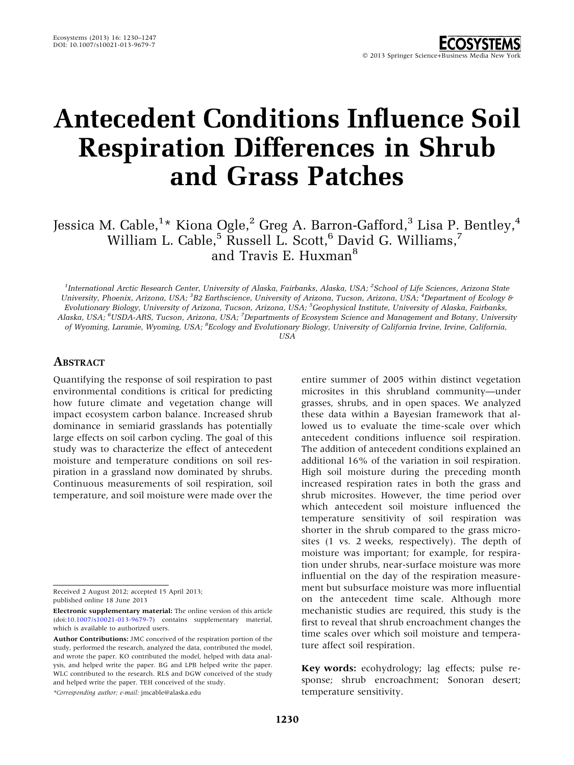# Antecedent Conditions Influence Soil Respiration Differences in Shrub and Grass Patches

Jessica M. Cable,[1]* Kiona Ogle,[2] Greg A. Barron-Gafford,[3] Lisa P. Bentley,[4] William L. Cable,[5] Russell L. Scott,[6] David G. Williams,[7] and Travis E. Huxman[8]

[1]International Arctic Research Center, University of Alaska, Fairbanks, Alaska, USA; [2]School of Life Sciences, Arizona State University, Phoenix, Arizona, USA; [3]B2 Earthscience, University of Arizona, Tucson, Arizona, USA; [4]Department of Ecology & Evolutionary Biology, University of Arizona, Tucson, Arizona, USA; [5]Geophysical Institute, University of Alaska, Fairbanks, Alaska, USA; [6]USDA-ARS, Tucson, Arizona, USA; [7]Departments of Ecosystem Science and Management and Botany, University of Wyoming, Laramie, Wyoming, USA; [8]Ecology and Evolutionary Biology, University of California Irvine, Irvine, California, USA

## Abstract

Quantifying the response of soil respiration to past environmental conditions is critical for predicting how future climate and vegetation change will impact ecosystem carbon balance. Increased shrub dominance in semiarid grasslands has potentially large effects on soil carbon cycling. The goal of this study was to characterize the effect of antecedent moisture and temperature conditions on soil respiration in a grassland now dominated by shrubs. Continuous measurements of soil respiration, soil temperature, and soil moisture were made over the entire summer of 2005 within distinct vegetation microsites in this shrubland community—under grasses, shrubs, and in open spaces. We analyzed these data within a Bayesian framework that allowed us to evaluate the time-scale over which antecedent conditions influence soil respiration. The addition of antecedent conditions explained an additional 16% of the variation in soil respiration. High soil moisture during the preceding month increased respiration rates in both the grass and shrub microsites. However, the time period over which antecedent soil moisture influenced the temperature sensitivity of soil respiration was shorter in the shrub compared to the grass microsites (1 vs. 2 weeks, respectively). The depth of moisture was important; for example, for respiration under shrubs, near-surface moisture was more influential on the day of the respiration measurement but subsurface moisture was more influential on the antecedent time scale. Although more mechanistic studies are required, this study is the first to reveal that shrub encroachment changes the time scales over which soil moisture and temperature affect soil respiration.

**Key words:** ecohydrology; lag effects; pulse response; shrub encroachment; Sonoran desert; temperature sensitivity.

Received 2 August 2012; accepted 15 April 2013; published online 18 June 2013

**Electronic supplementary material:** The online version of this article (doi:10.1007/s10021-013-9679-7) contains supplementary material, which is available to authorized users.

**Author Contributions:** JMC conceived of the respiration portion of the study, performed the research, analyzed the data, contributed the model, and wrote the paper. KO contributed the model, helped with data analysis, and helped write the paper. BG and LPB helped write the paper. WLC contributed to the research. RLS and DGW conceived of the study and helped write the paper. TEH conceived of the study.

*Corresponding author; e-mail: jmcable@alaska.edu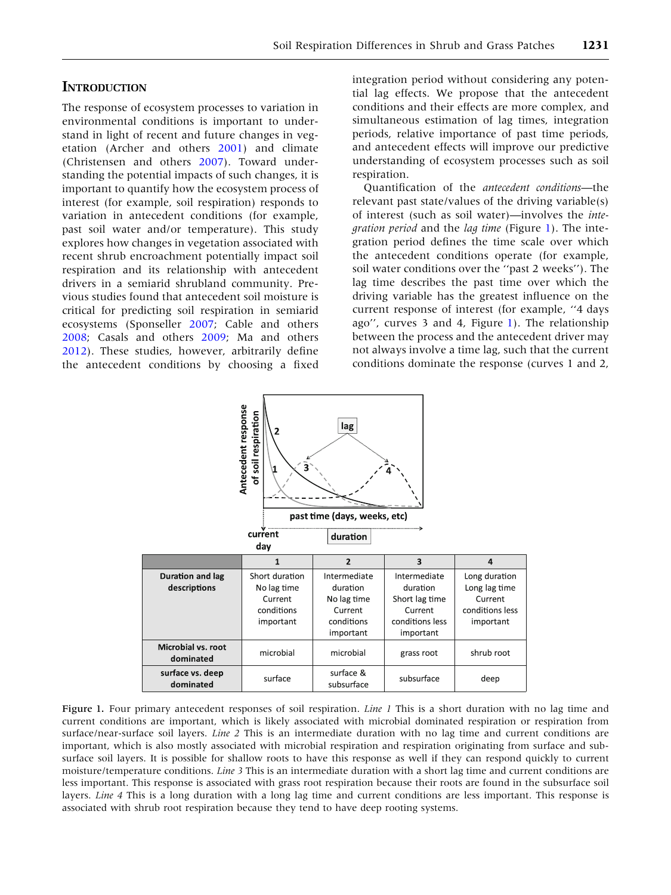## Introduction

The response of ecosystem processes to variation in environmental conditions is important to understand in light of recent and future changes in vegetation (Archer and others 2001) and climate (Christensen and others 2007). Toward understanding the potential impacts of such changes, it is important to quantify how the ecosystem process of interest (for example, soil respiration) responds to variation in antecedent conditions (for example, past soil water and/or temperature). This study explores how changes in vegetation associated with recent shrub encroachment potentially impact soil respiration and its relationship with antecedent drivers in a semiarid shrubland community. Previous studies found that antecedent soil moisture is critical for predicting soil respiration in semiarid ecosystems (Sponseller 2007; Cable and others 2008; Casals and others 2009; Ma and others 2012). These studies, however, arbitrarily define the antecedent conditions by choosing a fixed integration period without considering any potential lag effects. We propose that the antecedent conditions and their effects are more complex, and simultaneous estimation of lag times, integration periods, relative importance of past time periods, and antecedent effects will improve our predictive understanding of ecosystem processes such as soil respiration.

Quantification of the *antecedent conditions*—the relevant past state/values of the driving variable(s) of interest (such as soil water)—involves the *integration period* and the *lag time* (Figure 1). The integration period defines the time scale over which the antecedent conditions operate (for example, soil water conditions over the ''past 2 weeks''). The lag time describes the past time over which the driving variable has the greatest influence on the current response of interest (for example, ''4 days ago'', curves 3 and 4, Figure 1). The relationship between the process and the antecedent driver may not always involve a time lag, such that the current conditions dominate the response (curves 1 and 2,

| | 1 | 2 | 3 | 4 |
|---|---|---|---|---|
| **Duration and lag descriptions** | Short duration No lag time Current conditions important | Intermediate duration No lag time Current conditions important | Intermediate duration Short lag time Current conditions less important | Long duration Long lag time Current conditions less important |
| **Microbial vs. root dominated** | microbial | microbial | grass root | shrub root |
| **surface vs. deep dominated** | surface | surface & subsurface | subsurface | deep |

**Figure 1.** Four primary antecedent responses of soil respiration. *Line 1* This is a short duration with no lag time and current conditions are important, which is likely associated with microbial dominated respiration or respiration from surface/near-surface soil layers. *Line 2* This is an intermediate duration with no lag time and current conditions are important, which is also mostly associated with microbial respiration and respiration originating from surface and subsurface soil layers. It is possible for shallow roots to have this response as well if they can respond quickly to current moisture/temperature conditions. *Line 3* This is an intermediate duration with a short lag time and current conditions are less important. This response is associated with grass root respiration because their roots are found in the subsurface soil layers. *Line 4* This is a long duration with a long lag time and current conditions are less important. This response is associated with shrub root respiration because they tend to have deep rooting systems.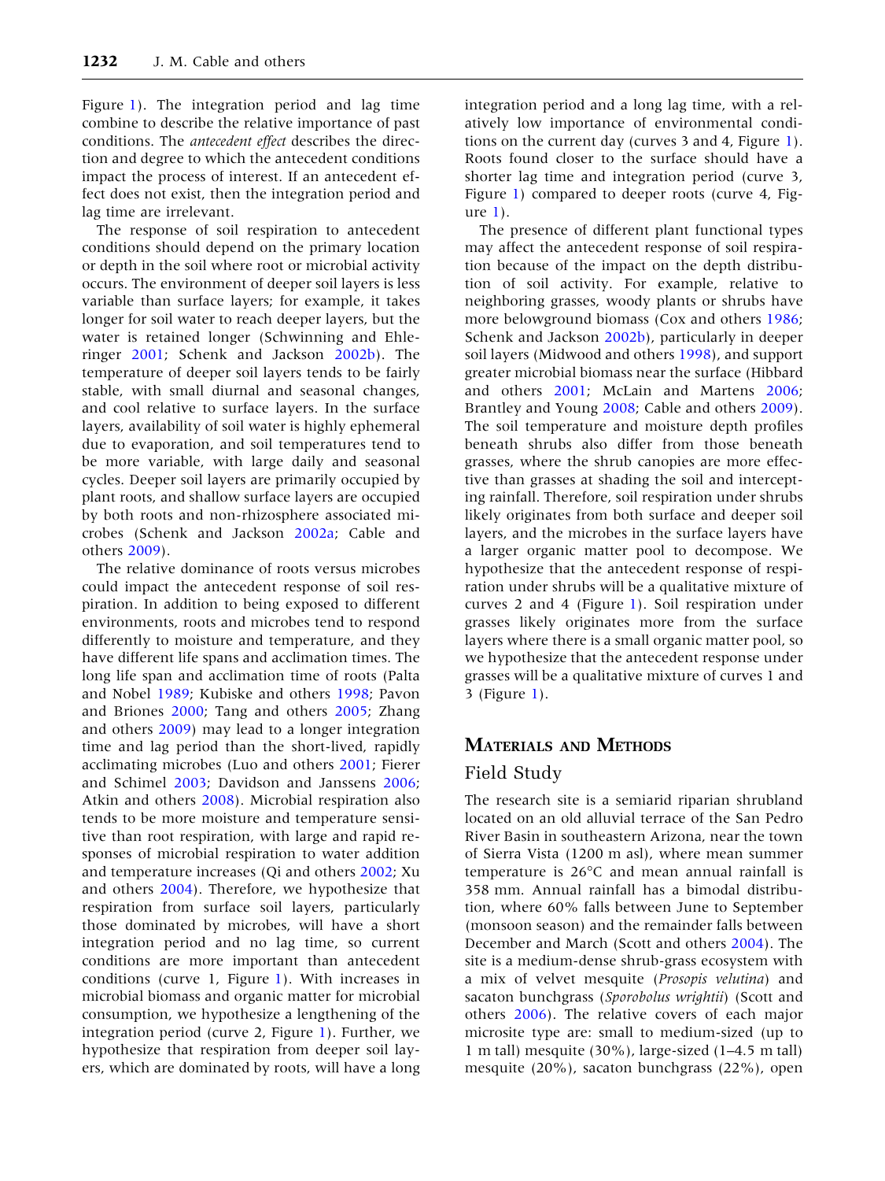Figure 1). The integration period and lag time combine to describe the relative importance of past conditions. The *antecedent effect* describes the direction and degree to which the antecedent conditions impact the process of interest. If an antecedent effect does not exist, then the integration period and lag time are irrelevant.

The response of soil respiration to antecedent conditions should depend on the primary location or depth in the soil where root or microbial activity occurs. The environment of deeper soil layers is less variable than surface layers; for example, it takes longer for soil water to reach deeper layers, but the water is retained longer (Schwinning and Ehleringer 2001; Schenk and Jackson 2002b). The temperature of deeper soil layers tends to be fairly stable, with small diurnal and seasonal changes, and cool relative to surface layers. In the surface layers, availability of soil water is highly ephemeral due to evaporation, and soil temperatures tend to be more variable, with large daily and seasonal cycles. Deeper soil layers are primarily occupied by plant roots, and shallow surface layers are occupied by both roots and non-rhizosphere associated microbes (Schenk and Jackson 2002a; Cable and others 2009).

The relative dominance of roots versus microbes could impact the antecedent response of soil respiration. In addition to being exposed to different environments, roots and microbes tend to respond differently to moisture and temperature, and they have different life spans and acclimation times. The long life span and acclimation time of roots (Palta and Nobel 1989; Kubiske and others 1998; Pavon and Briones 2000; Tang and others 2005; Zhang and others 2009) may lead to a longer integration time and lag period than the short-lived, rapidly acclimating microbes (Luo and others 2001; Fierer and Schimel 2003; Davidson and Janssens 2006; Atkin and others 2008). Microbial respiration also tends to be more moisture and temperature sensitive than root respiration, with large and rapid responses of microbial respiration to water addition and temperature increases (Qi and others 2002; Xu and others 2004). Therefore, we hypothesize that respiration from surface soil layers, particularly those dominated by microbes, will have a short integration period and no lag time, so current conditions are more important than antecedent conditions (curve 1, Figure 1). With increases in microbial biomass and organic matter for microbial consumption, we hypothesize a lengthening of the integration period (curve 2, Figure 1). Further, we hypothesize that respiration from deeper soil layers, which are dominated by roots, will have a long integration period and a long lag time, with a relatively low importance of environmental conditions on the current day (curves 3 and 4, Figure 1). Roots found closer to the surface should have a shorter lag time and integration period (curve 3, Figure 1) compared to deeper roots (curve 4, Figure 1).

The presence of different plant functional types may affect the antecedent response of soil respiration because of the impact on the depth distribution of soil activity. For example, relative to neighboring grasses, woody plants or shrubs have more belowground biomass (Cox and others 1986; Schenk and Jackson 2002b), particularly in deeper soil layers (Midwood and others 1998), and support greater microbial biomass near the surface (Hibbard and others 2001; McLain and Martens 2006; Brantley and Young 2008; Cable and others 2009). The soil temperature and moisture depth profiles beneath shrubs also differ from those beneath grasses, where the shrub canopies are more effective than grasses at shading the soil and intercepting rainfall. Therefore, soil respiration under shrubs likely originates from both surface and deeper soil layers, and the microbes in the surface layers have a larger organic matter pool to decompose. We hypothesize that the antecedent response of respiration under shrubs will be a qualitative mixture of curves 2 and 4 (Figure 1). Soil respiration under grasses likely originates more from the surface layers where there is a small organic matter pool, so we hypothesize that the antecedent response under grasses will be a qualitative mixture of curves 1 and 3 (Figure 1).

## Materials and Methods

### Field Study

The research site is a semiarid riparian shrubland located on an old alluvial terrace of the San Pedro River Basin in southeastern Arizona, near the town of Sierra Vista (1200 m asl), where mean summer temperature is 26°C and mean annual rainfall is 358 mm. Annual rainfall has a bimodal distribution, where 60% falls between June to September (monsoon season) and the remainder falls between December and March (Scott and others 2004). The site is a medium-dense shrub-grass ecosystem with a mix of velvet mesquite (*Prosopis velutina*) and sacaton bunchgrass (*Sporobolus wrightii*) (Scott and others 2006). The relative covers of each major microsite type are: small to medium-sized (up to 1 m tall) mesquite (30%), large-sized (1–4.5 m tall) mesquite (20%), sacaton bunchgrass (22%), open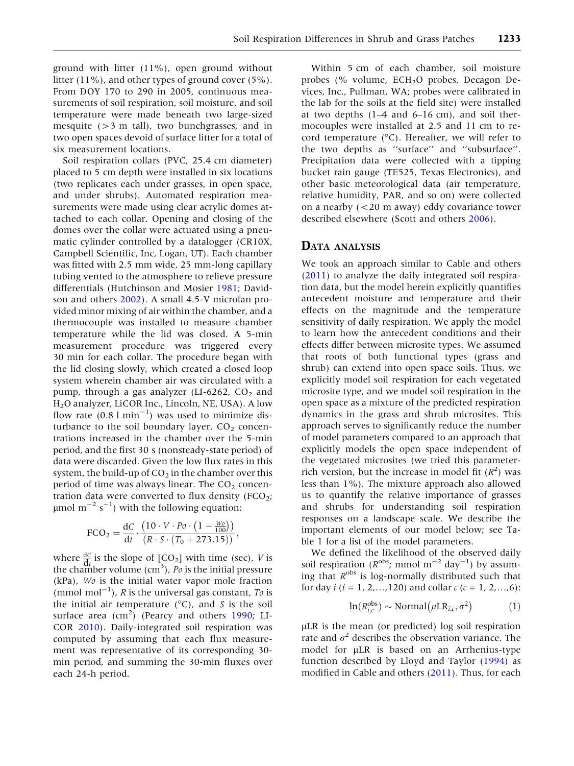ground with litter (11%), open ground without litter (11%), and other types of ground cover (5%). From DOY 170 to 290 in 2005, continuous measurements of soil respiration, soil moisture, and soil temperature were made beneath two large-sized mesquite (>3 m tall), two bunchgrasses, and in two open spaces devoid of surface litter for a total of six measurement locations.

Soil respiration collars (PVC, 25.4 cm diameter) placed to 5 cm depth were installed in six locations (two replicates each under grasses, in open space, and under shrubs). Automated respiration measurements were made using clear acrylic domes attached to each collar. Opening and closing of the domes over the collar were actuated using a pneumatic cylinder controlled by a datalogger (CR10X, Campbell Scientific, Inc, Logan, UT). Each chamber was fitted with 2.5 mm wide, 25 mm-long capillary tubing vented to the atmosphere to relieve pressure differentials (Hutchinson and Mosier 1981; Davidson and others 2002). A small 4.5-V microfan provided minor mixing of air within the chamber, and a thermocouple was installed to measure chamber temperature while the lid was closed. A 5-min measurement procedure was triggered every 30 min for each collar. The procedure began with the lid closing slowly, which created a closed loop system wherein chamber air was circulated with a pump, through a gas analyzer (LI-6262, $CO_2$ and $H_2O$ analyzer, LiCOR Inc., Lincoln, NE, USA). A low flow rate (0.8 l $\text{min}^{-1}$) was used to minimize disturbance to the soil boundary layer. $CO_2$ concentrations increased in the chamber over the 5-min period, and the first 30 s (nonsteady-state period) of data were discarded. Given the low flux rates in this system, the build-up of $CO_2$ in the chamber over this period of time was always linear. The $CO_2$ concentration data were converted to flux density ($FCO_2$; μmol $\text{m}^{-2}$ $\text{s}^{-1}$) with the following equation:

$$\text{FCO}_2 = \frac{\text{d}C}{\text{d}t} \cdot \frac{\left(10 \cdot V \cdot Po \cdot \left(1 - \frac{Wo}{100}\right)\right)}{\left(R \cdot S \cdot (T_0 + 273.15)\right)},$$

where $\frac{\text{d}C}{\text{d}t}$ is the slope of [$CO_2$] with time (sec), $V$ is the chamber volume ($\text{cm}^3$), $Po$ is the initial pressure (kPa), $Wo$ is the initial water vapor mole fraction (mmol $\text{mol}^{-1}$), $R$ is the universal gas constant, $To$ is the initial air temperature (°C), and $S$ is the soil surface area ($\text{cm}^2$) (Pearcy and others 1990; LI-COR 2010). Daily-integrated soil respiration was computed by assuming that each flux measurement was representative of its corresponding 30-min period, and summing the 30-min fluxes over each 24-h period.

Within 5 cm of each chamber, soil moisture probes (% volume, $ECH_2O$ probes, Decagon Devices, Inc., Pullman, WA; probes were calibrated in the lab for the soils at the field site) were installed at two depths (1–4 and 6–16 cm), and soil thermocouples were installed at 2.5 and 11 cm to record temperature (°C). Hereafter, we will refer to the two depths as "surface" and "subsurface". Precipitation data were collected with a tipping bucket rain gauge (TE525, Texas Electronics), and other basic meteorological data (air temperature, relative humidity, PAR, and so on) were collected on a nearby (<20 m away) eddy covariance tower described elsewhere (Scott and others 2006).

## Data analysis

We took an approach similar to Cable and others (2011) to analyze the daily integrated soil respiration data, but the model herein explicitly quantifies antecedent moisture and temperature and their effects on the magnitude and the temperature sensitivity of daily respiration. We apply the model to learn how the antecedent conditions and their effects differ between microsite types. We assumed that roots of both functional types (grass and shrub) can extend into open space soils. Thus, we explicitly model soil respiration for each vegetated microsite type, and we model soil respiration in the open space as a mixture of the predicted respiration dynamics in the grass and shrub microsites. This approach serves to significantly reduce the number of model parameters compared to an approach that explicitly models the open space independent of the vegetated microsites (we tried this parameter-rich version, but the increase in model fit ($R^2$) was less than 1%). The mixture approach also allowed us to quantify the relative importance of grasses and shrubs for understanding soil respiration responses on a landscape scale. We describe the important elements of our model below; see Table 1 for a list of the model parameters.

We defined the likelihood of the observed daily soil respiration ($R^{\text{obs}}$; mmol $\text{m}^{-2}$ $\text{day}^{-1}$) by assuming that $R^{\text{obs}}$ is log-normally distributed such that for day $i$ ($i$ = 1, 2,…,120) and collar $c$ ($c$ = 1, 2,…,6):

$$\ln(R^{\text{obs}}_{i,c}) \sim \text{Normal}\left(\mu\text{LR}_{i,c}, \sigma^2\right) \tag{1}$$

μLR is the mean (or predicted) log soil respiration rate and $\sigma^2$ describes the observation variance. The model for μLR is based on an Arrhenius-type function described by Lloyd and Taylor (1994) as modified in Cable and others (2011). Thus, for each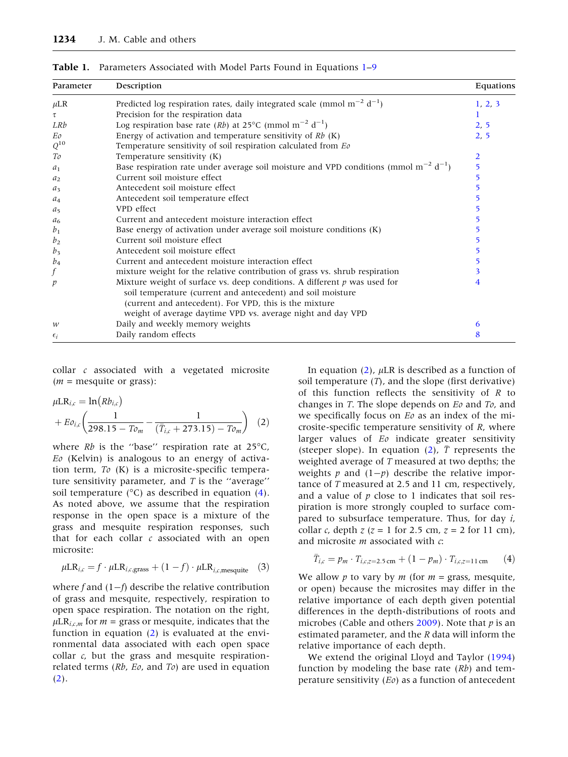**Table 1.** Parameters Associated with Model Parts Found in Equations 1–9

| Parameter | Description | Equations |
|---|---|---|
| $\mu$LR | Predicted log respiration rates, daily integrated scale (mmol m$^{-2}$ d$^{-1}$) | 1, 2, 3 |
| $\tau$ | Precision for the respiration data | 1 |
| *LRb* | Log respiration base rate (*Rb*) at 25°C (mmol m$^{-2}$ d$^{-1}$) | 2, 5 |
| *Eo* | Energy of activation and temperature sensitivity of *Rb* (K) | 2, 5 |
| $Q^{10}$ | Temperature sensitivity of soil respiration calculated from *Eo* | |
| *To* | Temperature sensitivity (K) | 2 |
| $a_1$ | Base respiration rate under average soil moisture and VPD conditions (mmol m$^{-2}$ d$^{-1}$) | 5 |
| $a_2$ | Current soil moisture effect | 5 |
| $a_3$ | Antecedent soil moisture effect | 5 |
| $a_4$ | Antecedent soil temperature effect | 5 |
| $a_5$ | VPD effect | 5 |
| $a_6$ | Current and antecedent moisture interaction effect | 5 |
| $b_1$ | Base energy of activation under average soil moisture conditions (K) | 5 |
| $b_2$ | Current soil moisture effect | 5 |
| $b_3$ | Antecedent soil moisture effect | 5 |
| $b_4$ | Current and antecedent moisture interaction effect | 5 |
| *f* | mixture weight for the relative contribution of grass vs. shrub respiration | 3 |
| *p* | Mixture weight of surface vs. deep conditions. A different *p* was used for soil temperature (current and antecedent) and soil moisture (current and antecedent). For VPD, this is the mixture weight of average daytime VPD vs. average night and day VPD | 4 |
| *w* | Daily and weekly memory weights | 6 |
| $\epsilon_i$ | Daily random effects | 8 |

collar *c* associated with a vegetated microsite (*m* = mesquite or grass):

$$\mu\text{LR}_{i,c} = \ln\left(Rb_{i,c}\right) + Eo_{i,c}\left(\frac{1}{298.15 - To_m} - \frac{1}{(\bar{T}_{i,c} + 273.15) - To_m}\right) \quad (2)$$

where *Rb* is the "base" respiration rate at 25°C, *Eo* (Kelvin) is analogous to an energy of activation term, *To* (K) is a microsite-specific temperature sensitivity parameter, and *T* is the "average" soil temperature (°C) as described in equation (4). As noted above, we assume that the respiration response in the open space is a mixture of the grass and mesquite respiration responses, such that for each collar *c* associated with an open microsite:

$$\mu\text{LR}_{i,c} = f \cdot \mu\text{LR}_{i,c,\text{grass}} + (1 - f) \cdot \mu\text{LR}_{i,c,\text{mesquite}} \quad (3)$$

where *f* and (1−*f*) describe the relative contribution of grass and mesquite, respectively, respiration to open space respiration. The notation on the right, $\mu\text{LR}_{i,c,m}$ for *m* = grass or mesquite, indicates that the function in equation (2) is evaluated at the environmental data associated with each open space collar *c*, but the grass and mesquite respiration-related terms (*Rb*, *Eo*, and *To*) are used in equation (2).

In equation (2), $\mu$LR is described as a function of soil temperature (*T*), and the slope (first derivative) of this function reflects the sensitivity of *R* to changes in *T*. The slope depends on *Eo* and *To*, and we specifically focus on *Eo* as an index of the microsite-specific temperature sensitivity of *R*, where larger values of *Eo* indicate greater sensitivity (steeper slope). In equation (2), $\bar{T}$ represents the weighted average of *T* measured at two depths; the weights *p* and (1−*p*) describe the relative importance of *T* measured at 2.5 and 11 cm, respectively, and a value of *p* close to 1 indicates that soil respiration is more strongly coupled to surface compared to subsurface temperature. Thus, for day *i*, collar *c*, depth *z* (*z* = 1 for 2.5 cm, *z* = 2 for 11 cm), and microsite *m* associated with *c*:

$$\bar{T}_{i,c} = p_m \cdot T_{i,c,z=2.5\,\text{cm}} + (1 - p_m) \cdot T_{i,c,z=11\,\text{cm}} \quad (4)$$

We allow *p* to vary by *m* (for *m* = grass, mesquite, or open) because the microsites may differ in the relative importance of each depth given potential differences in the depth-distributions of roots and microbes (Cable and others 2009). Note that *p* is an estimated parameter, and the *R* data will inform the relative importance of each depth.

We extend the original Lloyd and Taylor (1994) function by modeling the base rate (*Rb*) and temperature sensitivity (*Eo*) as a function of antecedent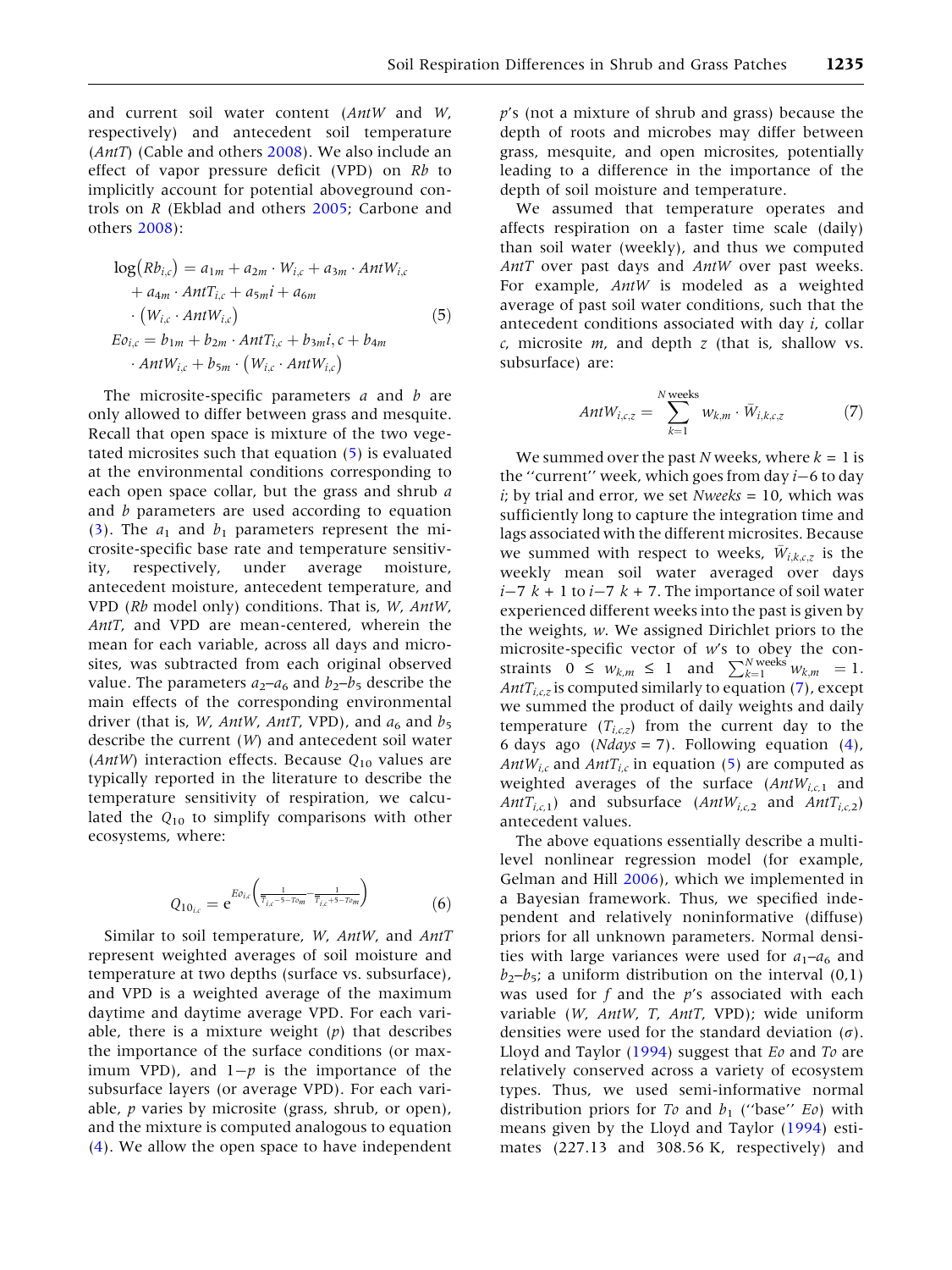and current soil water content ($AntW$ and $W$, respectively) and antecedent soil temperature ($AntT$) (Cable and others 2008). We also include an effect of vapor pressure deficit (VPD) on $Rb$ to implicitly account for potential aboveground controls on $R$ (Ekblad and others 2005; Carbone and others 2008):

$$\begin{aligned}
\log\left(Rb_{i,c}\right) &= a_{1m} + a_{2m}\cdot W_{i,c} + a_{3m}\cdot AntW_{i,c} \\
&\quad + a_{4m}\cdot AntT_{i,c} + a_{5m}i + a_{6m} \\
&\quad \cdot \left(W_{i,c}\cdot AntW_{i,c}\right) \\
Eo_{i,c} &= b_{1m} + b_{2m}\cdot AntT_{i,c} + b_{3m}i, c + b_{4m} \\
&\quad \cdot AntW_{i,c} + b_{5m}\cdot\left(W_{i,c}\cdot AntW_{i,c}\right)
\end{aligned} \tag{5}$$

The microsite-specific parameters $a$ and $b$ are only allowed to differ between grass and mesquite. Recall that open space is mixture of the two vegetated microsites such that equation (5) is evaluated at the environmental conditions corresponding to each open space collar, but the grass and shrub $a$ and $b$ parameters are used according to equation (3). The $a_1$ and $b_1$ parameters represent the microsite-specific base rate and temperature sensitivity, respectively, under average moisture, antecedent moisture, antecedent temperature, and VPD ($Rb$ model only) conditions. That is, $W$, $AntW$, $AntT$, and VPD are mean-centered, wherein the mean for each variable, across all days and microsites, was subtracted from each original observed value. The parameters $a_2$–$a_6$ and $b_2$–$b_5$ describe the main effects of the corresponding environmental driver (that is, $W$, $AntW$, $AntT$, VPD), and $a_6$ and $b_5$ describe the current ($W$) and antecedent soil water ($AntW$) interaction effects. Because $Q_{10}$ values are typically reported in the literature to describe the temperature sensitivity of respiration, we calculated the $Q_{10}$ to simplify comparisons with other ecosystems, where:

$$Q_{10_{i,c}} = \mathrm{e}^{Eo_{i,c}\left(\frac{1}{\overline{T}_{i,c}-5-To_m}-\frac{1}{\overline{T}_{i,c}+5-To_m}\right)} \tag{6}$$

Similar to soil temperature, $W$, $AntW$, and $AntT$ represent weighted averages of soil moisture and temperature at two depths (surface vs. subsurface), and VPD is a weighted average of the maximum daytime and daytime average VPD. For each variable, there is a mixture weight ($p$) that describes the importance of the surface conditions (or maximum VPD), and $1-p$ is the importance of the subsurface layers (or average VPD). For each variable, $p$ varies by microsite (grass, shrub, or open), and the mixture is computed analogous to equation (4). We allow the open space to have independent $p$'s (not a mixture of shrub and grass) because the depth of roots and microbes may differ between grass, mesquite, and open microsites, potentially leading to a difference in the importance of the depth of soil moisture and temperature.

We assumed that temperature operates and affects respiration on a faster time scale (daily) than soil water (weekly), and thus we computed $AntT$ over past days and $AntW$ over past weeks. For example, $AntW$ is modeled as a weighted average of past soil water conditions, such that the antecedent conditions associated with day $i$, collar $c$, microsite $m$, and depth $z$ (that is, shallow vs. subsurface) are:

$$AntW_{i,c,z} = \sum_{k=1}^{N\,\text{weeks}} w_{k,m}\cdot \bar{W}_{i,k,c,z} \tag{7}$$

We summed over the past $N$ weeks, where $k = 1$ is the "current" week, which goes from day $i-6$ to day $i$; by trial and error, we set $Nweeks = 10$, which was sufficiently long to capture the integration time and lags associated with the different microsites. Because we summed with respect to weeks, $\bar{W}_{i,k,c,z}$ is the weekly mean soil water averaged over days $i-7\ k + 1$ to $i-7\ k + 7$. The importance of soil water experienced different weeks into the past is given by the weights, $w$. We assigned Dirichlet priors to the microsite-specific vector of $w$'s to obey the constraints $0 \leq w_{k,m} \leq 1$ and $\sum_{k=1}^{N\,\text{weeks}} w_{k,m} = 1$. $AntT_{i,c,z}$ is computed similarly to equation (7), except we summed the product of daily weights and daily temperature ($T_{i,c,z}$) from the current day to the 6 days ago ($Ndays = 7$). Following equation (4), $AntW_{i,c}$ and $AntT_{i,c}$ in equation (5) are computed as weighted averages of the surface ($AntW_{i,c,1}$ and $AntT_{i,c,1}$) and subsurface ($AntW_{i,c,2}$ and $AntT_{i,c,2}$) antecedent values.

The above equations essentially describe a multilevel nonlinear regression model (for example, Gelman and Hill 2006), which we implemented in a Bayesian framework. Thus, we specified independent and relatively noninformative (diffuse) priors for all unknown parameters. Normal densities with large variances were used for $a_1$–$a_6$ and $b_2$–$b_5$; a uniform distribution on the interval (0,1) was used for $f$ and the $p$'s associated with each variable ($W$, $AntW$, $T$, $AntT$, VPD); wide uniform densities were used for the standard deviation ($\sigma$). Lloyd and Taylor (1994) suggest that $Eo$ and $To$ are relatively conserved across a variety of ecosystem types. Thus, we used semi-informative normal distribution priors for $To$ and $b_1$ ("base" $Eo$) with means given by the Lloyd and Taylor (1994) estimates (227.13 and 308.56 K, respectively) and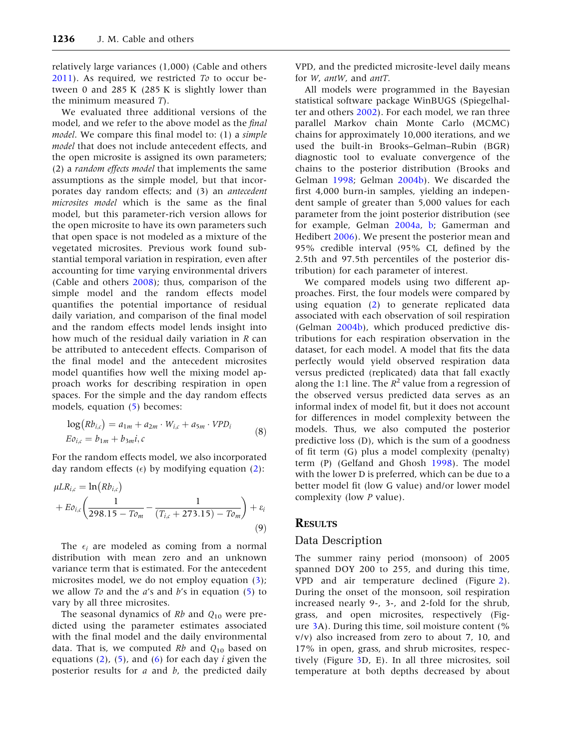relatively large variances (1,000) (Cable and others 2011). As required, we restricted $To$ to occur between 0 and 285 K (285 K is slightly lower than the minimum measured $T$).

We evaluated three additional versions of the model, and we refer to the above model as the *final model*. We compare this final model to: (1) a *simple model* that does not include antecedent effects, and the open microsite is assigned its own parameters; (2) a *random effects model* that implements the same assumptions as the simple model, but that incorporates day random effects; and (3) an *antecedent microsites model* which is the same as the final model, but this parameter-rich version allows for the open microsite to have its own parameters such that open space is not modeled as a mixture of the vegetated microsites. Previous work found substantial temporal variation in respiration, even after accounting for time varying environmental drivers (Cable and others 2008); thus, comparison of the simple model and the random effects model quantifies the potential importance of residual daily variation, and comparison of the final model and the random effects model lends insight into how much of the residual daily variation in $R$ can be attributed to antecedent effects. Comparison of the final model and the antecedent microsites model quantifies how well the mixing model approach works for describing respiration in open spaces. For the simple and the day random effects models, equation (5) becomes:

$$
\begin{aligned}
\log\left(Rb_{i,c}\right) &= a_{1m} + a_{2m} \cdot W_{i,c} + a_{5m} \cdot VPD_i \\
Eo_{i,c} &= b_{1m} + b_{3m} i, c
\end{aligned}
\tag{8}
$$

For the random effects model, we also incorporated day random effects ($\epsilon$) by modifying equation (2):

$$
\mu LR_{i,c} = \ln\left(Rb_{i,c}\right) + Eo_{i,c}\left(\frac{1}{298.15 - To_m} - \frac{1}{(T_{i,c} + 273.15) - To_m}\right) + \varepsilon_i \tag{9}
$$

The $\epsilon_i$ are modeled as coming from a normal distribution with mean zero and an unknown variance term that is estimated. For the antecedent microsites model, we do not employ equation (3); we allow $To$ and the $a$'s and $b$'s in equation (5) to vary by all three microsites.

The seasonal dynamics of $Rb$ and $Q_{10}$ were predicted using the parameter estimates associated with the final model and the daily environmental data. That is, we computed $Rb$ and $Q_{10}$ based on equations (2), (5), and (6) for each day $i$ given the posterior results for $a$ and $b$, the predicted daily VPD, and the predicted microsite-level daily means for $W$, $antW$, and $antT$.

All models were programmed in the Bayesian statistical software package WinBUGS (Spiegelhalter and others 2002). For each model, we ran three parallel Markov chain Monte Carlo (MCMC) chains for approximately 10,000 iterations, and we used the built-in Brooks–Gelman–Rubin (BGR) diagnostic tool to evaluate convergence of the chains to the posterior distribution (Brooks and Gelman 1998; Gelman 2004b). We discarded the first 4,000 burn-in samples, yielding an independent sample of greater than 5,000 values for each parameter from the joint posterior distribution (see for example, Gelman 2004a, b; Gamerman and Hedibert 2006). We present the posterior mean and 95% credible interval (95% CI, defined by the 2.5th and 97.5th percentiles of the posterior distribution) for each parameter of interest.

We compared models using two different approaches. First, the four models were compared by using equation (2) to generate replicated data associated with each observation of soil respiration (Gelman 2004b), which produced predictive distributions for each respiration observation in the dataset, for each model. A model that fits the data perfectly would yield observed respiration data versus predicted (replicated) data that fall exactly along the 1:1 line. The $R^2$ value from a regression of the observed versus predicted data serves as an informal index of model fit, but it does not account for differences in model complexity between the models. Thus, we also computed the posterior predictive loss (D), which is the sum of a goodness of fit term (G) plus a model complexity (penalty) term (P) (Gelfand and Ghosh 1998). The model with the lower D is preferred, which can be due to a better model fit (low G value) and/or lower model complexity (low $P$ value).

# Results

## Data Description

The summer rainy period (monsoon) of 2005 spanned DOY 200 to 255, and during this time, VPD and air temperature declined (Figure 2). During the onset of the monsoon, soil respiration increased nearly 9-, 3-, and 2-fold for the shrub, grass, and open microsites, respectively (Figure 3A). During this time, soil moisture content (% v/v) also increased from zero to about 7, 10, and 17% in open, grass, and shrub microsites, respectively (Figure 3D, E). In all three microsites, soil temperature at both depths decreased by about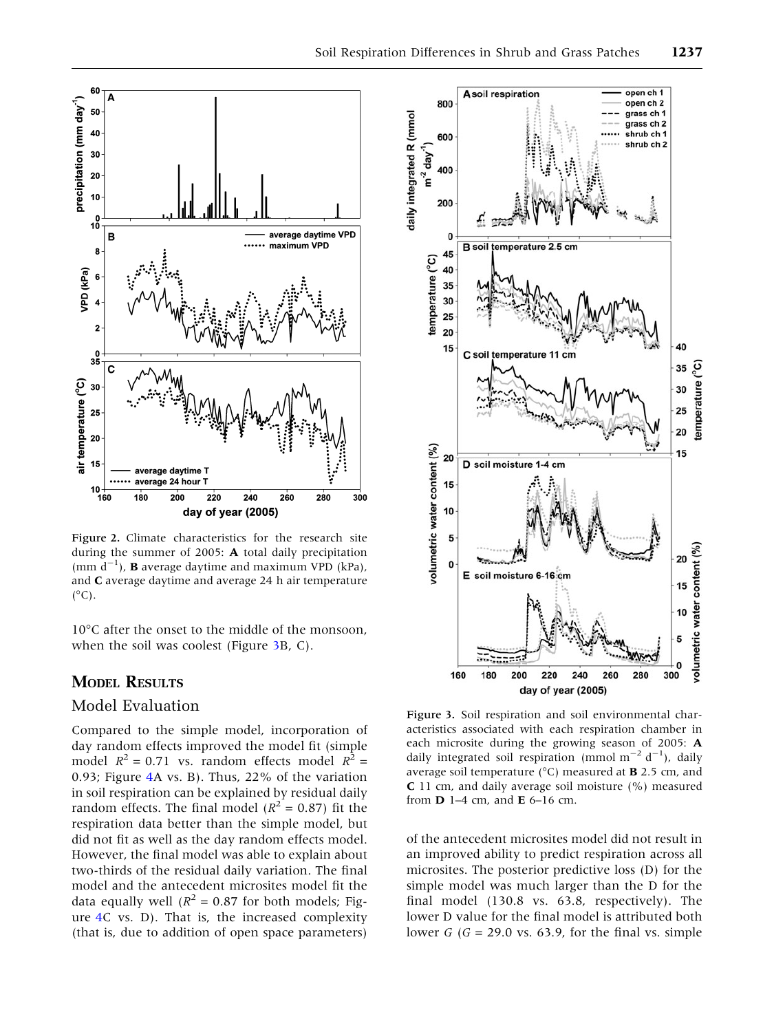Figure 2. Climate characteristics for the research site during the summer of 2005: **A** total daily precipitation (mm $d^{-1}$), **B** average daytime and maximum VPD (kPa), and **C** average daytime and average 24 h air temperature (°C).

Figure 3. Soil respiration and soil environmental characteristics associated with each respiration chamber in each microsite during the growing season of 2005: **A** daily integrated soil respiration (mmol $m^{-2}$ $d^{-1}$), daily average soil temperature (°C) measured at **B** 2.5 cm, and **C** 11 cm, and daily average soil moisture (%) measured from **D** 1–4 cm, and **E** 6–16 cm.

10°C after the onset to the middle of the monsoon, when the soil was coolest (Figure 3B, C).

## Model Results

### Model Evaluation

Compared to the simple model, incorporation of day random effects improved the model fit (simple model $R^2 = 0.71$ vs. random effects model $R^2 = 0.93$; Figure 4A vs. B). Thus, 22% of the variation in soil respiration can be explained by residual daily random effects. The final model ($R^2 = 0.87$) fit the respiration data better than the simple model, but did not fit as well as the day random effects model. However, the final model was able to explain about two-thirds of the residual daily variation. The final model and the antecedent microsites model fit the data equally well ($R^2 = 0.87$ for both models; Figure 4C vs. D). That is, the increased complexity (that is, due to addition of open space parameters) of the antecedent microsites model did not result in an improved ability to predict respiration across all microsites. The posterior predictive loss (D) for the simple model was much larger than the D for the final model (130.8 vs. 63.8, respectively). The lower D value for the final model is attributed both lower *G* (*G* = 29.0 vs. 63.9, for the final vs. simple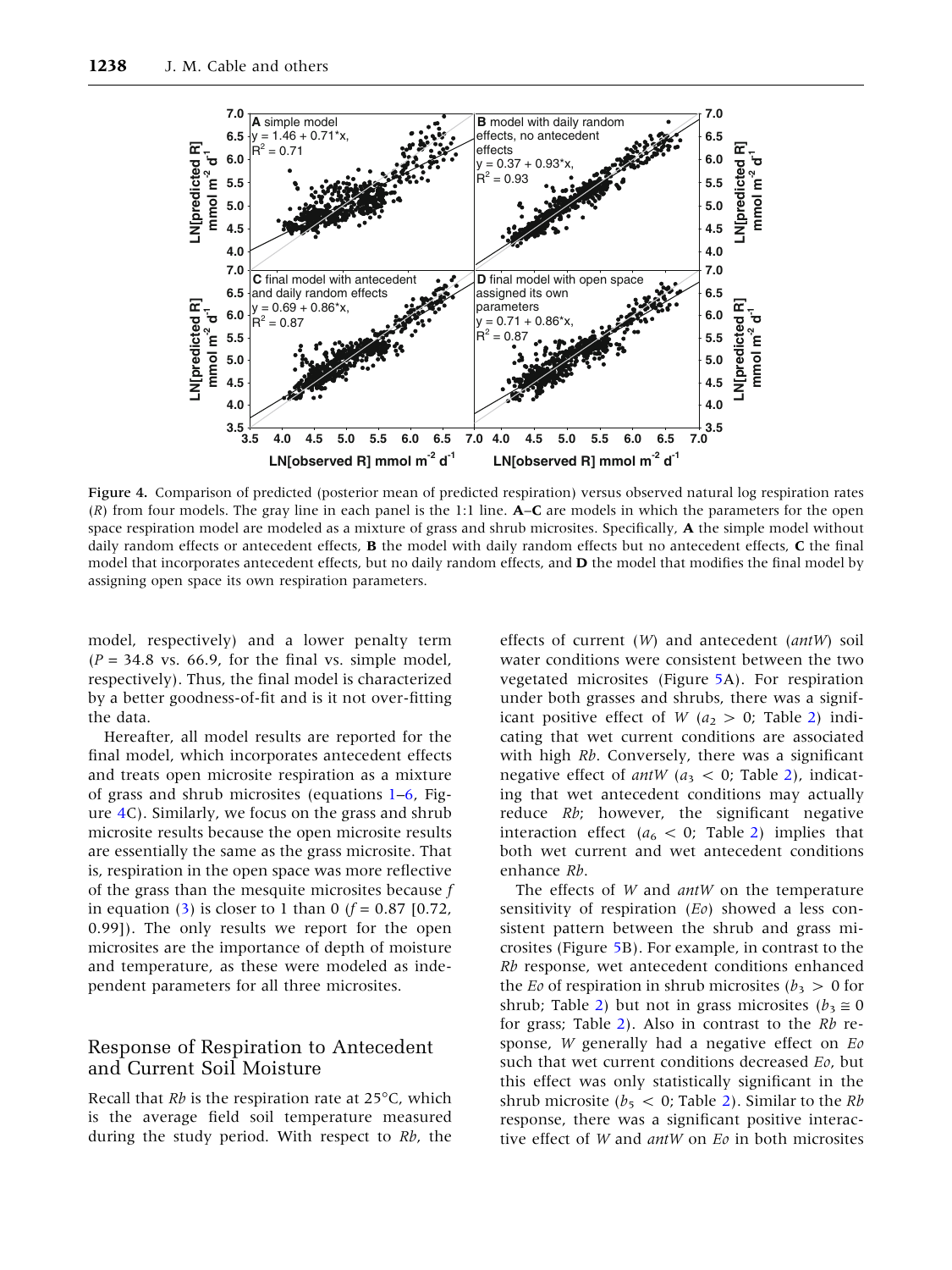**Figure 4.** Comparison of predicted (posterior mean of predicted respiration) versus observed natural log respiration rates ($R$) from four models. The gray line in each panel is the 1:1 line. **A**–**C** are models in which the parameters for the open space respiration model are modeled as a mixture of grass and shrub microsites. Specifically, **A** the simple model without daily random effects or antecedent effects, **B** the model with daily random effects but no antecedent effects, **C** the final model that incorporates antecedent effects, but no daily random effects, and **D** the model that modifies the final model by assigning open space its own respiration parameters.

model, respectively) and a lower penalty term ($P$ = 34.8 vs. 66.9, for the final vs. simple model, respectively). Thus, the final model is characterized by a better goodness-of-fit and is it not over-fitting the data.

Hereafter, all model results are reported for the final model, which incorporates antecedent effects and treats open microsite respiration as a mixture of grass and shrub microsites (equations 1–6, Figure 4C). Similarly, we focus on the grass and shrub microsite results because the open microsite results are essentially the same as the grass microsite. That is, respiration in the open space was more reflective of the grass than the mesquite microsites because $f$ in equation (3) is closer to 1 than 0 ($f$ = 0.87 [0.72, 0.99]). The only results we report for the open microsites are the importance of depth of moisture and temperature, as these were modeled as independent parameters for all three microsites.

## Response of Respiration to Antecedent and Current Soil Moisture

Recall that $Rb$ is the respiration rate at 25°C, which is the average field soil temperature measured during the study period. With respect to $Rb$, the effects of current ($W$) and antecedent ($antW$) soil water conditions were consistent between the two vegetated microsites (Figure 5A). For respiration under both grasses and shrubs, there was a significant positive effect of $W$ ($a_2 > 0$; Table 2) indicating that wet current conditions are associated with high $Rb$. Conversely, there was a significant negative effect of $antW$ ($a_3 < 0$; Table 2), indicating that wet antecedent conditions may actually reduce $Rb$; however, the significant negative interaction effect ($a_6 < 0$; Table 2) implies that both wet current and wet antecedent conditions enhance $Rb$.

The effects of $W$ and $antW$ on the temperature sensitivity of respiration ($Eo$) showed a less consistent pattern between the shrub and grass microsites (Figure 5B). For example, in contrast to the $Rb$ response, wet antecedent conditions enhanced the $Eo$ of respiration in shrub microsites ($b_3 > 0$ for shrub; Table 2) but not in grass microsites ($b_3 \cong 0$ for grass; Table 2). Also in contrast to the $Rb$ response, $W$ generally had a negative effect on $Eo$ such that wet current conditions decreased $Eo$, but this effect was only statistically significant in the shrub microsite ($b_5 < 0$; Table 2). Similar to the $Rb$ response, there was a significant positive interactive effect of $W$ and $antW$ on $Eo$ in both microsites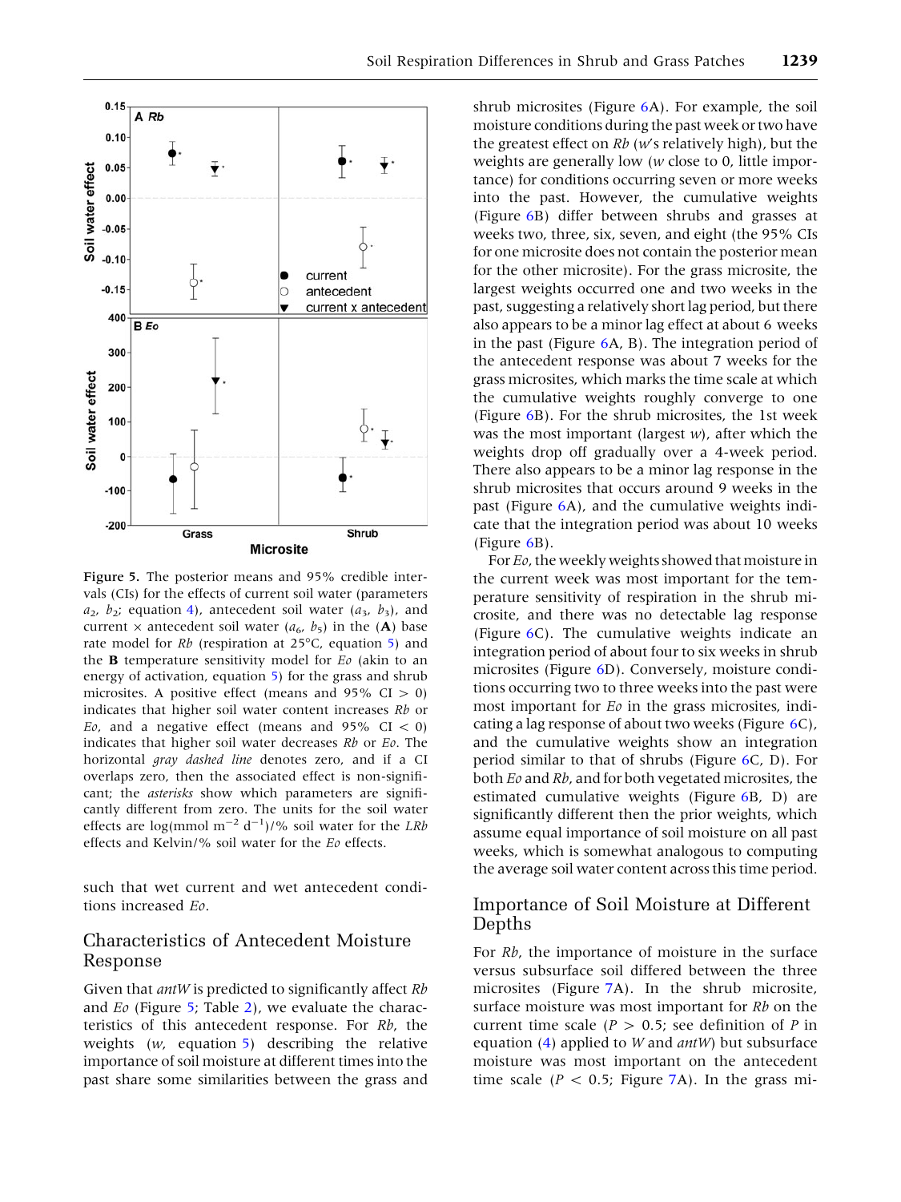Figure 5. The posterior means and 95% credible intervals (CIs) for the effects of current soil water (parameters $a_2$, $b_2$; equation 4), antecedent soil water ($a_3$, $b_3$), and current × antecedent soil water ($a_6$, $b_5$) in the (**A**) base rate model for *Rb* (respiration at 25°C, equation 5) and the **B** temperature sensitivity model for *Eo* (akin to an energy of activation, equation 5) for the grass and shrub microsites. A positive effect (means and 95% CI > 0) indicates that higher soil water content increases *Rb* or *Eo*, and a negative effect (means and 95% CI < 0) indicates that higher soil water decreases *Rb* or *Eo*. The horizontal *gray dashed line* denotes zero, and if a CI overlaps zero, then the associated effect is non-significant; the *asterisks* show which parameters are significantly different from zero. The units for the soil water effects are log(mmol $m^{-2}$ $d^{-1}$)/% soil water for the *LRb* effects and Kelvin/% soil water for the *Eo* effects.

such that wet current and wet antecedent conditions increased *Eo*.

## Characteristics of Antecedent Moisture Response

Given that *antW* is predicted to significantly affect *Rb* and *Eo* (Figure 5; Table 2), we evaluate the characteristics of this antecedent response. For *Rb*, the weights (*w*, equation 5) describing the relative importance of soil moisture at different times into the past share some similarities between the grass and shrub microsites (Figure 6A). For example, the soil moisture conditions during the past week or two have the greatest effect on *Rb* (*w*'s relatively high), but the weights are generally low (*w* close to 0, little importance) for conditions occurring seven or more weeks into the past. However, the cumulative weights (Figure 6B) differ between shrubs and grasses at weeks two, three, six, seven, and eight (the 95% CIs for one microsite does not contain the posterior mean for the other microsite). For the grass microsite, the largest weights occurred one and two weeks in the past, suggesting a relatively short lag period, but there also appears to be a minor lag effect at about 6 weeks in the past (Figure 6A, B). The integration period of the antecedent response was about 7 weeks for the grass microsites, which marks the time scale at which the cumulative weights roughly converge to one (Figure 6B). For the shrub microsites, the 1st week was the most important (largest *w*), after which the weights drop off gradually over a 4-week period. There also appears to be a minor lag response in the shrub microsites that occurs around 9 weeks in the past (Figure 6A), and the cumulative weights indicate that the integration period was about 10 weeks (Figure 6B).

For *Eo*, the weekly weights showed that moisture in the current week was most important for the temperature sensitivity of respiration in the shrub microsite, and there was no detectable lag response (Figure 6C). The cumulative weights indicate an integration period of about four to six weeks in shrub microsites (Figure 6D). Conversely, moisture conditions occurring two to three weeks into the past were most important for *Eo* in the grass microsites, indicating a lag response of about two weeks (Figure 6C), and the cumulative weights show an integration period similar to that of shrubs (Figure 6C, D). For both *Eo* and *Rb*, and for both vegetated microsites, the estimated cumulative weights (Figure 6B, D) are significantly different then the prior weights, which assume equal importance of soil moisture on all past weeks, which is somewhat analogous to computing the average soil water content across this time period.

## Importance of Soil Moisture at Different Depths

For *Rb*, the importance of moisture in the surface versus subsurface soil differed between the three microsites (Figure 7A). In the shrub microsite, surface moisture was most important for *Rb* on the current time scale ($P > 0.5$; see definition of $P$ in equation (4) applied to $W$ and $antW$) but subsurface moisture was most important on the antecedent time scale ($P < 0.5$; Figure 7A). In the grass mi-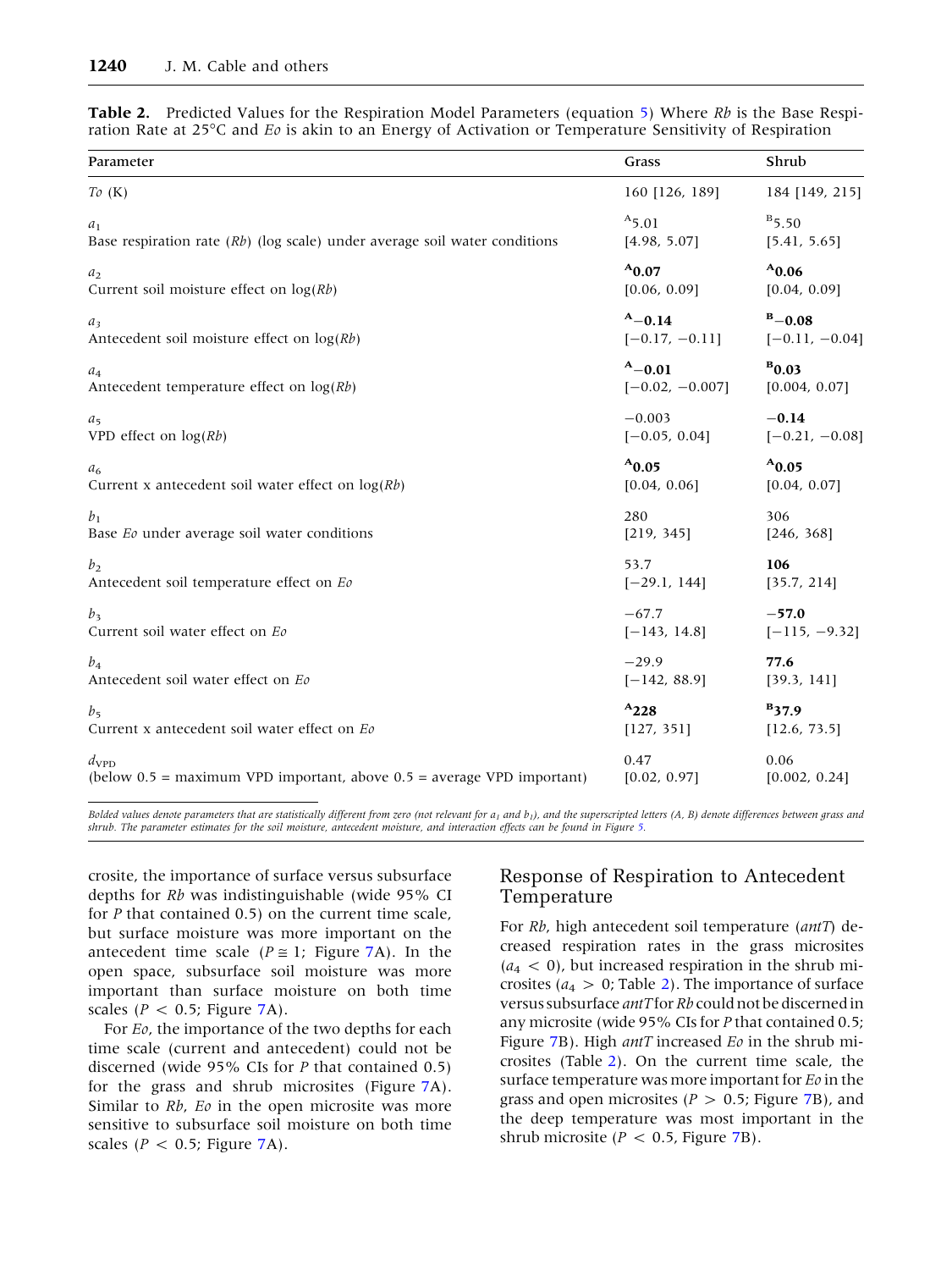**Table 2.** Predicted Values for the Respiration Model Parameters (equation 5) Where *Rb* is the Base Respiration Rate at 25°C and *Eo* is akin to an Energy of Activation or Temperature Sensitivity of Respiration

| Parameter | Grass | Shrub |
|---|---|---|
| *To* (K) | 160 [126, 189] | 184 [149, 215] |
| $a_1$ Base respiration rate (*Rb*) (log scale) under average soil water conditions | [A]5.01 [4.98, 5.07] | [B]5.50 [5.41, 5.65] |
| $a_2$ Current soil moisture effect on log(*Rb*) | [A]**0.07** [0.06, 0.09] | [A]**0.06** [0.04, 0.09] |
| $a_3$ Antecedent soil moisture effect on log(*Rb*) | [A]**−0.14** [−0.17, −0.11] | [B]**−0.08** [−0.11, −0.04] |
| $a_4$ Antecedent temperature effect on log(*Rb*) | [A]**−0.01** [−0.02, −0.007] | [B]**0.03** [0.004, 0.07] |
| $a_5$ VPD effect on log(*Rb*) | −0.003 [−0.05, 0.04] | **−0.14** [−0.21, −0.08] |
| $a_6$ Current x antecedent soil water effect on log(*Rb*) | [A]**0.05** [0.04, 0.06] | [A]**0.05** [0.04, 0.07] |
| $b_1$ Base *Eo* under average soil water conditions | 280 [219, 345] | 306 [246, 368] |
| $b_2$ Antecedent soil temperature effect on *Eo* | 53.7 [−29.1, 144] | **106** [35.7, 214] |
| $b_3$ Current soil water effect on *Eo* | −67.7 [−143, 14.8] | **−57.0** [−115, −9.32] |
| $b_4$ Antecedent soil water effect on *Eo* | −29.9 [−142, 88.9] | **77.6** [39.3, 141] |
| $b_5$ Current x antecedent soil water effect on *Eo* | [A]**228** [127, 351] | [B]**37.9** [12.6, 73.5] |
| $d_{VPD}$ (below 0.5 = maximum VPD important, above 0.5 = average VPD important) | 0.47 [0.02, 0.97] | 0.06 [0.002, 0.24] |

*Bolded values denote parameters that are statistically different from zero (not relevant for $a_1$ and $b_1$), and the superscripted letters (A, B) denote differences between grass and shrub. The parameter estimates for the soil moisture, antecedent moisture, and interaction effects can be found in Figure 5.*

crosite, the importance of surface versus subsurface depths for *Rb* was indistinguishable (wide 95% CI for *P* that contained 0.5) on the current time scale, but surface moisture was more important on the antecedent time scale ($P \cong 1$; Figure 7A). In the open space, subsurface soil moisture was more important than surface moisture on both time scales ($P < 0.5$; Figure 7A).

For *Eo*, the importance of the two depths for each time scale (current and antecedent) could not be discerned (wide 95% CIs for *P* that contained 0.5) for the grass and shrub microsites (Figure 7A). Similar to *Rb*, *Eo* in the open microsite was more sensitive to subsurface soil moisture on both time scales ($P < 0.5$; Figure 7A).

## Response of Respiration to Antecedent Temperature

For *Rb*, high antecedent soil temperature (*antT*) decreased respiration rates in the grass microsites ($a_4 < 0$), but increased respiration in the shrub microsites ($a_4 > 0$; Table 2). The importance of surface versus subsurface *antT* for *Rb* could not be discerned in any microsite (wide 95% CIs for *P* that contained 0.5; Figure 7B). High *antT* increased *Eo* in the shrub microsites (Table 2). On the current time scale, the surface temperature was more important for *Eo* in the grass and open microsites ($P > 0.5$; Figure 7B), and the deep temperature was most important in the shrub microsite ($P < 0.5$, Figure 7B).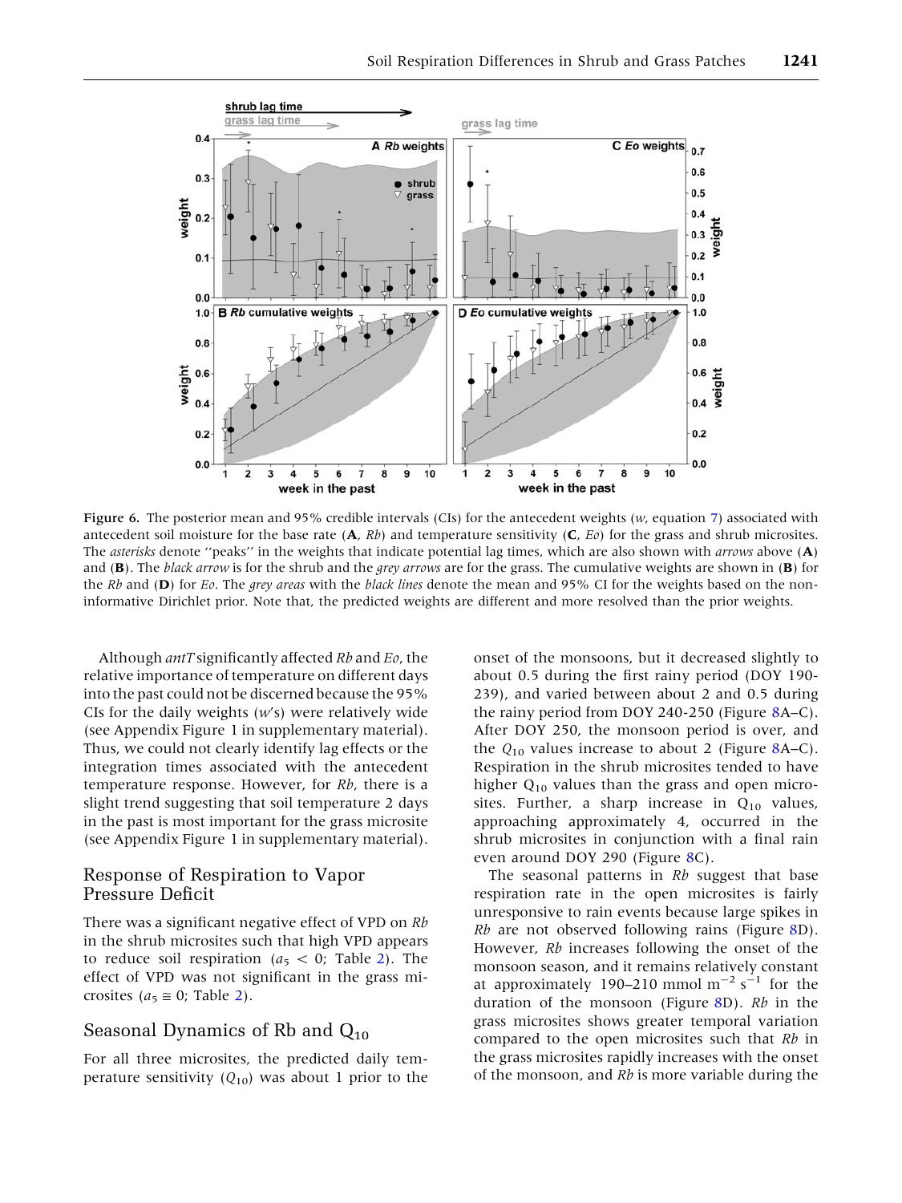Figure 6. The posterior mean and 95% credible intervals (CIs) for the antecedent weights ($w$, equation 7) associated with antecedent soil moisture for the base rate (**A**, *Rb*) and temperature sensitivity (**C**, *Eo*) for the grass and shrub microsites. The *asterisks* denote ''peaks'' in the weights that indicate potential lag times, which are also shown with *arrows* above (**A**) and (**B**). The *black arrow* is for the shrub and the *grey arrows* are for the grass. The cumulative weights are shown in (**B**) for the *Rb* and (**D**) for *Eo*. The *grey areas* with the *black lines* denote the mean and 95% CI for the weights based on the non-informative Dirichlet prior. Note that, the predicted weights are different and more resolved than the prior weights.

Although *antT* significantly affected *Rb* and *Eo*, the relative importance of temperature on different days into the past could not be discerned because the 95% CIs for the daily weights ($w$'s) were relatively wide (see Appendix Figure 1 in supplementary material). Thus, we could not clearly identify lag effects or the integration times associated with the antecedent temperature response. However, for *Rb*, there is a slight trend suggesting that soil temperature 2 days in the past is most important for the grass microsite (see Appendix Figure 1 in supplementary material).

## Response of Respiration to Vapor Pressure Deficit

There was a significant negative effect of VPD on *Rb* in the shrub microsites such that high VPD appears to reduce soil respiration ($a_5 < 0$; Table 2). The effect of VPD was not significant in the grass microsites ($a_5 \cong 0$; Table 2).

## Seasonal Dynamics of Rb and $Q_{10}$

For all three microsites, the predicted daily temperature sensitivity ($Q_{10}$) was about 1 prior to the onset of the monsoons, but it decreased slightly to about 0.5 during the first rainy period (DOY 190-239), and varied between about 2 and 0.5 during the rainy period from DOY 240-250 (Figure 8A–C). After DOY 250, the monsoon period is over, and the $Q_{10}$ values increase to about 2 (Figure 8A–C). Respiration in the shrub microsites tended to have higher $Q_{10}$ values than the grass and open microsites. Further, a sharp increase in $Q_{10}$ values, approaching approximately 4, occurred in the shrub microsites in conjunction with a final rain even around DOY 290 (Figure 8C).

The seasonal patterns in *Rb* suggest that base respiration rate in the open microsites is fairly unresponsive to rain events because large spikes in *Rb* are not observed following rains (Figure 8D). However, *Rb* increases following the onset of the monsoon season, and it remains relatively constant at approximately 190–210 mmol $m^{-2}$ $s^{-1}$ for the duration of the monsoon (Figure 8D). *Rb* in the grass microsites shows greater temporal variation compared to the open microsites such that *Rb* in the grass microsites rapidly increases with the onset of the monsoon, and *Rb* is more variable during the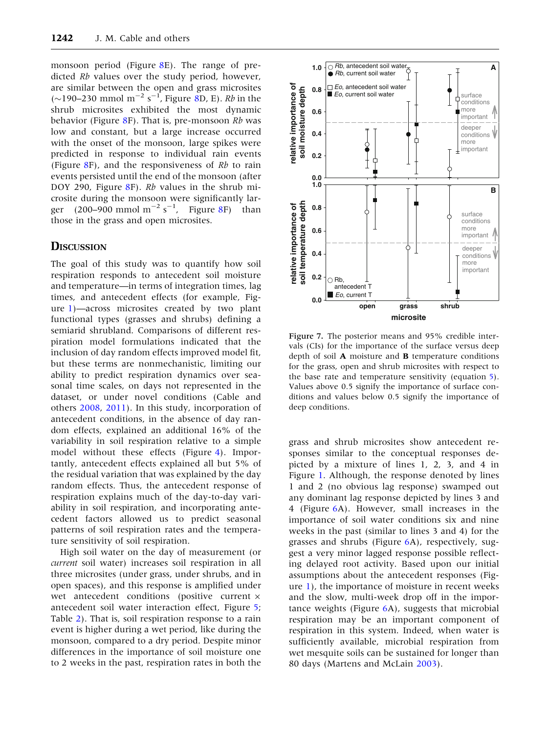monsoon period (Figure 8E). The range of predicted *Rb* values over the study period, however, are similar between the open and grass microsites (~190–230 mmol $m^{-2}$ $s^{-1}$, Figure 8D, E). *Rb* in the shrub microsites exhibited the most dynamic behavior (Figure 8F). That is, pre-monsoon *Rb* was low and constant, but a large increase occurred with the onset of the monsoon, large spikes were predicted in response to individual rain events (Figure 8F), and the responsiveness of *Rb* to rain events persisted until the end of the monsoon (after DOY 290, Figure 8F). *Rb* values in the shrub microsite during the monsoon were significantly larger (200–900 mmol $m^{-2}$ $s^{-1}$, Figure 8F) than those in the grass and open microsites.

## Discussion

The goal of this study was to quantify how soil respiration responds to antecedent soil moisture and temperature—in terms of integration times, lag times, and antecedent effects (for example, Figure 1)—across microsites created by two plant functional types (grasses and shrubs) defining a semiarid shrubland. Comparisons of different respiration model formulations indicated that the inclusion of day random effects improved model fit, but these terms are nonmechanistic, limiting our ability to predict respiration dynamics over seasonal time scales, on days not represented in the dataset, or under novel conditions (Cable and others 2008, 2011). In this study, incorporation of antecedent conditions, in the absence of day random effects, explained an additional 16% of the variability in soil respiration relative to a simple model without these effects (Figure 4). Importantly, antecedent effects explained all but 5% of the residual variation that was explained by the day random effects. Thus, the antecedent response of respiration explains much of the day-to-day variability in soil respiration, and incorporating antecedent factors allowed us to predict seasonal patterns of soil respiration rates and the temperature sensitivity of soil respiration.

High soil water on the day of measurement (or *current* soil water) increases soil respiration in all three microsites (under grass, under shrubs, and in open spaces), and this response is amplified under wet antecedent conditions (positive current × antecedent soil water interaction effect, Figure 5; Table 2). That is, soil respiration response to a rain event is higher during a wet period, like during the monsoon, compared to a dry period. Despite minor differences in the importance of soil moisture one to 2 weeks in the past, respiration rates in both the grass and shrub microsites show antecedent responses similar to the conceptual responses depicted by a mixture of lines 1, 2, 3, and 4 in Figure 1. Although, the response denoted by lines 1 and 2 (no obvious lag response) swamped out any dominant lag response depicted by lines 3 and 4 (Figure 6A). However, small increases in the importance of soil water conditions six and nine weeks in the past (similar to lines 3 and 4) for the grasses and shrubs (Figure 6A), respectively, suggest a very minor lagged response possible reflecting delayed root activity. Based upon our initial assumptions about the antecedent responses (Figure 1), the importance of moisture in recent weeks and the slow, multi-week drop off in the importance weights (Figure 6A), suggests that microbial respiration may be an important component of respiration in this system. Indeed, when water is sufficiently available, microbial respiration from wet mesquite soils can be sustained for longer than 80 days (Martens and McLain 2003).

**Figure 7.** The posterior means and 95% credible intervals (CIs) for the importance of the surface versus deep depth of soil **A** moisture and **B** temperature conditions for the grass, open and shrub microsites with respect to the base rate and temperature sensitivity (equation 5). Values above 0.5 signify the importance of surface conditions and values below 0.5 signify the importance of deep conditions.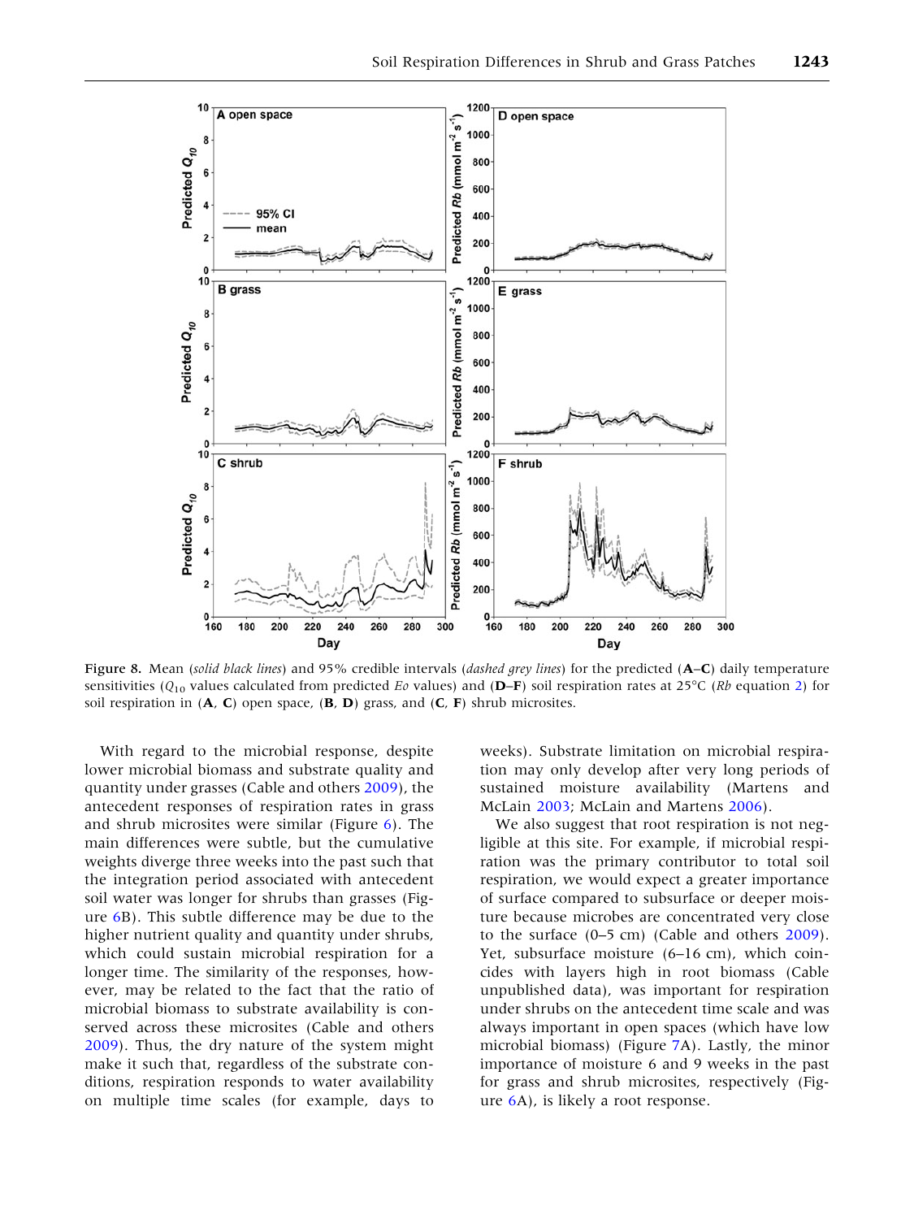Figure 8. Mean (*solid black lines*) and 95% credible intervals (*dashed grey lines*) for the predicted (**A–C**) daily temperature sensitivities ($Q_{10}$ values calculated from predicted *Eo* values) and (**D–F**) soil respiration rates at 25°C (*Rb* equation 2) for soil respiration in (**A**, **C**) open space, (**B**, **D**) grass, and (**C**, **F**) shrub microsites.

With regard to the microbial response, despite lower microbial biomass and substrate quality and quantity under grasses (Cable and others 2009), the antecedent responses of respiration rates in grass and shrub microsites were similar (Figure 6). The main differences were subtle, but the cumulative weights diverge three weeks into the past such that the integration period associated with antecedent soil water was longer for shrubs than grasses (Figure 6B). This subtle difference may be due to the higher nutrient quality and quantity under shrubs, which could sustain microbial respiration for a longer time. The similarity of the responses, however, may be related to the fact that the ratio of microbial biomass to substrate availability is conserved across these microsites (Cable and others 2009). Thus, the dry nature of the system might make it such that, regardless of the substrate conditions, respiration responds to water availability on multiple time scales (for example, days to weeks). Substrate limitation on microbial respiration may only develop after very long periods of sustained moisture availability (Martens and McLain 2003; McLain and Martens 2006).

We also suggest that root respiration is not negligible at this site. For example, if microbial respiration was the primary contributor to total soil respiration, we would expect a greater importance of surface compared to subsurface or deeper moisture because microbes are concentrated very close to the surface (0–5 cm) (Cable and others 2009). Yet, subsurface moisture (6–16 cm), which coincides with layers high in root biomass (Cable unpublished data), was important for respiration under shrubs on the antecedent time scale and was always important in open spaces (which have low microbial biomass) (Figure 7A). Lastly, the minor importance of moisture 6 and 9 weeks in the past for grass and shrub microsites, respectively (Figure 6A), is likely a root response.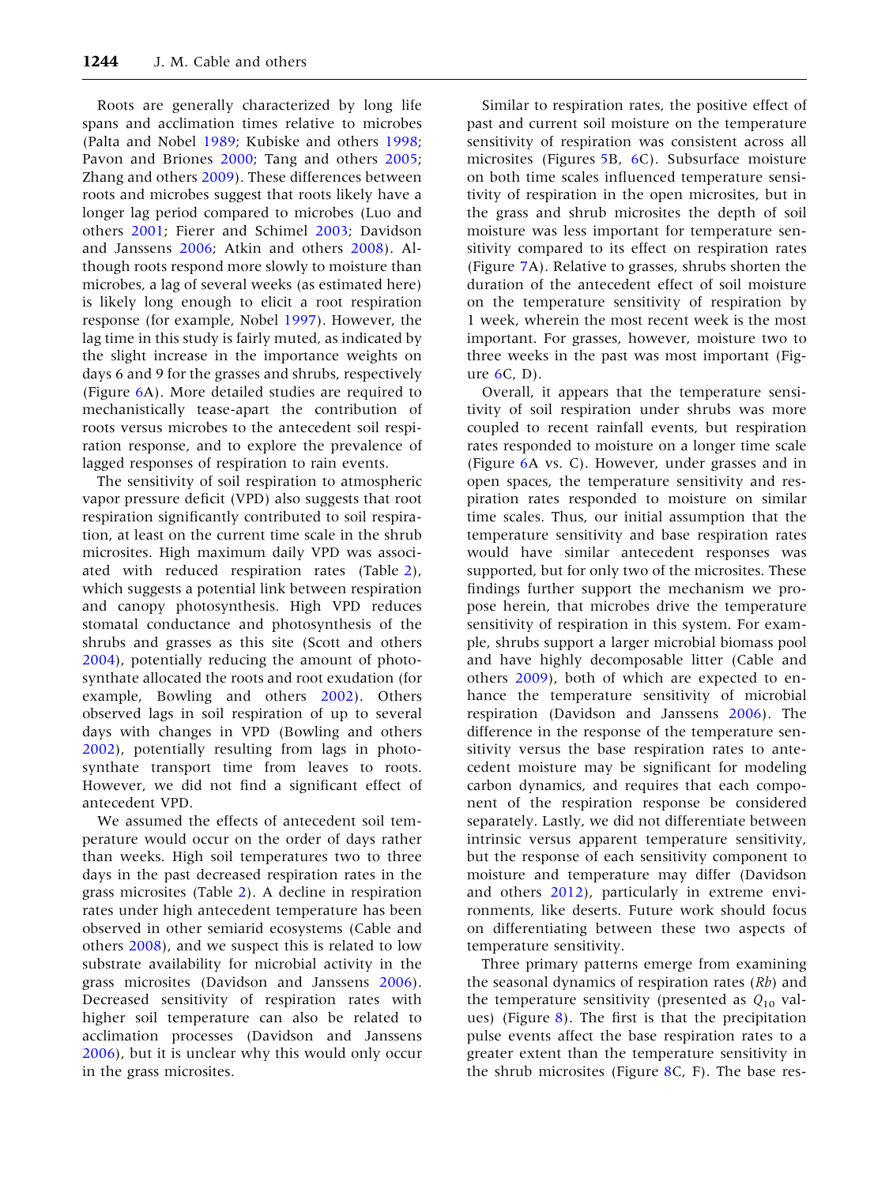Roots are generally characterized by long life spans and acclimation times relative to microbes (Palta and Nobel 1989; Kubiske and others 1998; Pavon and Briones 2000; Tang and others 2005; Zhang and others 2009). These differences between roots and microbes suggest that roots likely have a longer lag period compared to microbes (Luo and others 2001; Fierer and Schimel 2003; Davidson and Janssens 2006; Atkin and others 2008). Although roots respond more slowly to moisture than microbes, a lag of several weeks (as estimated here) is likely long enough to elicit a root respiration response (for example, Nobel 1997). However, the lag time in this study is fairly muted, as indicated by the slight increase in the importance weights on days 6 and 9 for the grasses and shrubs, respectively (Figure 6A). More detailed studies are required to mechanistically tease-apart the contribution of roots versus microbes to the antecedent soil respiration response, and to explore the prevalence of lagged responses of respiration to rain events.

The sensitivity of soil respiration to atmospheric vapor pressure deficit (VPD) also suggests that root respiration significantly contributed to soil respiration, at least on the current time scale in the shrub microsites. High maximum daily VPD was associated with reduced respiration rates (Table 2), which suggests a potential link between respiration and canopy photosynthesis. High VPD reduces stomatal conductance and photosynthesis of the shrubs and grasses as this site (Scott and others 2004), potentially reducing the amount of photosynthate allocated the roots and root exudation (for example, Bowling and others 2002). Others observed lags in soil respiration of up to several days with changes in VPD (Bowling and others 2002), potentially resulting from lags in photosynthate transport time from leaves to roots. However, we did not find a significant effect of antecedent VPD.

We assumed the effects of antecedent soil temperature would occur on the order of days rather than weeks. High soil temperatures two to three days in the past decreased respiration rates in the grass microsites (Table 2). A decline in respiration rates under high antecedent temperature has been observed in other semiarid ecosystems (Cable and others 2008), and we suspect this is related to low substrate availability for microbial activity in the grass microsites (Davidson and Janssens 2006). Decreased sensitivity of respiration rates with higher soil temperature can also be related to acclimation processes (Davidson and Janssens 2006), but it is unclear why this would only occur in the grass microsites.

Similar to respiration rates, the positive effect of past and current soil moisture on the temperature sensitivity of respiration was consistent across all microsites (Figures 5B, 6C). Subsurface moisture on both time scales influenced temperature sensitivity of respiration in the open microsites, but in the grass and shrub microsites the depth of soil moisture was less important for temperature sensitivity compared to its effect on respiration rates (Figure 7A). Relative to grasses, shrubs shorten the duration of the antecedent effect of soil moisture on the temperature sensitivity of respiration by 1 week, wherein the most recent week is the most important. For grasses, however, moisture two to three weeks in the past was most important (Figure 6C, D).

Overall, it appears that the temperature sensitivity of soil respiration under shrubs was more coupled to recent rainfall events, but respiration rates responded to moisture on a longer time scale (Figure 6A vs. C). However, under grasses and in open spaces, the temperature sensitivity and respiration rates responded to moisture on similar time scales. Thus, our initial assumption that the temperature sensitivity and base respiration rates would have similar antecedent responses was supported, but for only two of the microsites. These findings further support the mechanism we propose herein, that microbes drive the temperature sensitivity of respiration in this system. For example, shrubs support a larger microbial biomass pool and have highly decomposable litter (Cable and others 2009), both of which are expected to enhance the temperature sensitivity of microbial respiration (Davidson and Janssens 2006). The difference in the response of the temperature sensitivity versus the base respiration rates to antecedent moisture may be significant for modeling carbon dynamics, and requires that each component of the respiration response be considered separately. Lastly, we did not differentiate between intrinsic versus apparent temperature sensitivity, but the response of each sensitivity component to moisture and temperature may differ (Davidson and others 2012), particularly in extreme environments, like deserts. Future work should focus on differentiating between these two aspects of temperature sensitivity.

Three primary patterns emerge from examining the seasonal dynamics of respiration rates (*Rb*) and the temperature sensitivity (presented as $Q_{10}$ values) (Figure 8). The first is that the precipitation pulse events affect the base respiration rates to a greater extent than the temperature sensitivity in the shrub microsites (Figure 8C, F). The base res-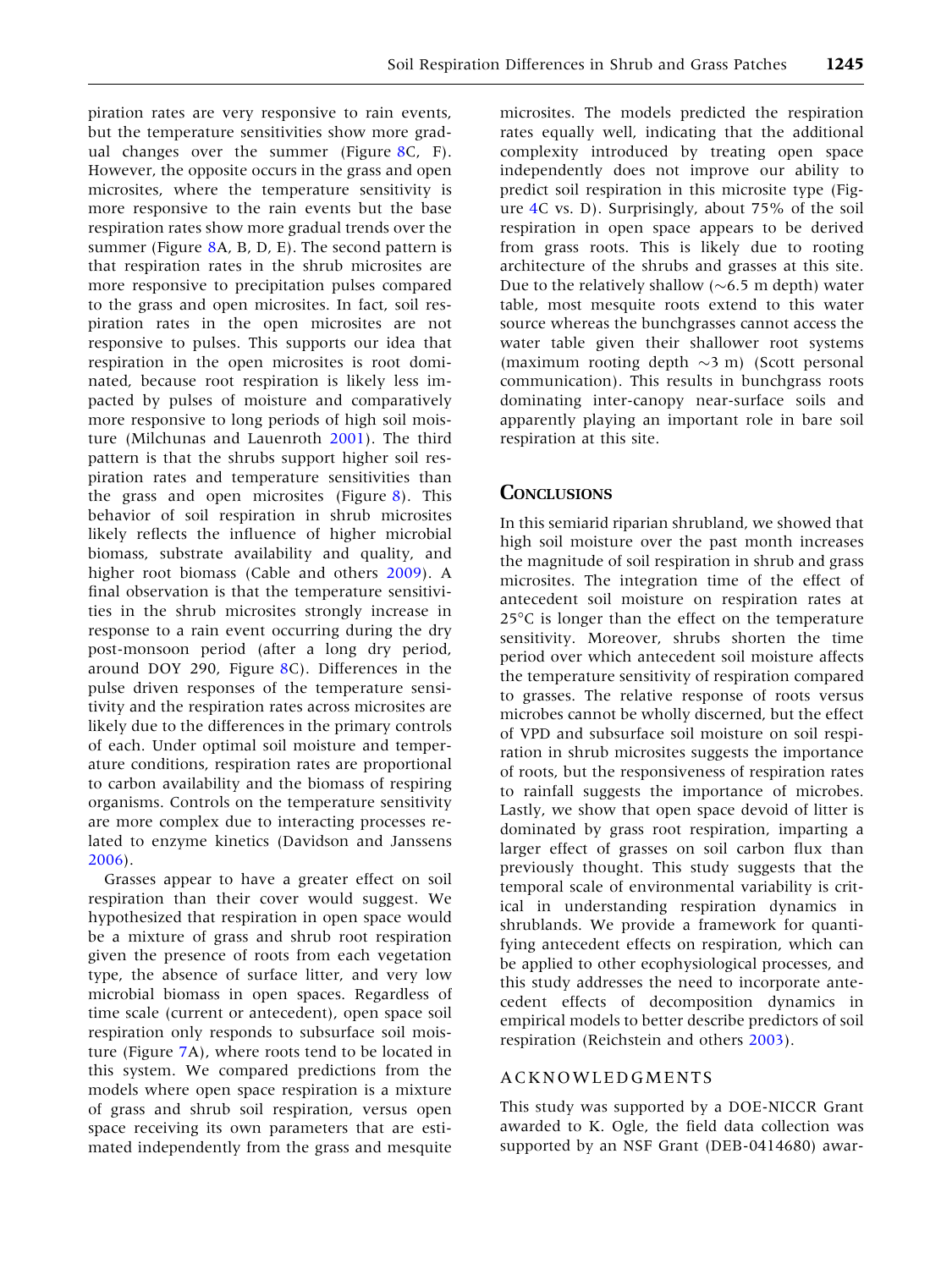piration rates are very responsive to rain events, but the temperature sensitivities show more gradual changes over the summer (Figure 8C, F). However, the opposite occurs in the grass and open microsites, where the temperature sensitivity is more responsive to the rain events but the base respiration rates show more gradual trends over the summer (Figure 8A, B, D, E). The second pattern is that respiration rates in the shrub microsites are more responsive to precipitation pulses compared to the grass and open microsites. In fact, soil respiration rates in the open microsites are not responsive to pulses. This supports our idea that respiration in the open microsites is root dominated, because root respiration is likely less impacted by pulses of moisture and comparatively more responsive to long periods of high soil moisture (Milchunas and Lauenroth 2001). The third pattern is that the shrubs support higher soil respiration rates and temperature sensitivities than the grass and open microsites (Figure 8). This behavior of soil respiration in shrub microsites likely reflects the influence of higher microbial biomass, substrate availability and quality, and higher root biomass (Cable and others 2009). A final observation is that the temperature sensitivities in the shrub microsites strongly increase in response to a rain event occurring during the dry post-monsoon period (after a long dry period, around DOY 290, Figure 8C). Differences in the pulse driven responses of the temperature sensitivity and the respiration rates across microsites are likely due to the differences in the primary controls of each. Under optimal soil moisture and temperature conditions, respiration rates are proportional to carbon availability and the biomass of respiring organisms. Controls on the temperature sensitivity are more complex due to interacting processes related to enzyme kinetics (Davidson and Janssens 2006).

Grasses appear to have a greater effect on soil respiration than their cover would suggest. We hypothesized that respiration in open space would be a mixture of grass and shrub root respiration given the presence of roots from each vegetation type, the absence of surface litter, and very low microbial biomass in open spaces. Regardless of time scale (current or antecedent), open space soil respiration only responds to subsurface soil moisture (Figure 7A), where roots tend to be located in this system. We compared predictions from the models where open space respiration is a mixture of grass and shrub soil respiration, versus open space receiving its own parameters that are estimated independently from the grass and mesquite microsites. The models predicted the respiration rates equally well, indicating that the additional complexity introduced by treating open space independently does not improve our ability to predict soil respiration in this microsite type (Figure 4C vs. D). Surprisingly, about 75% of the soil respiration in open space appears to be derived from grass roots. This is likely due to rooting architecture of the shrubs and grasses at this site. Due to the relatively shallow (~6.5 m depth) water table, most mesquite roots extend to this water source whereas the bunchgrasses cannot access the water table given their shallower root systems (maximum rooting depth ~3 m) (Scott personal communication). This results in bunchgrass roots dominating inter-canopy near-surface soils and apparently playing an important role in bare soil respiration at this site.

## Conclusions

In this semiarid riparian shrubland, we showed that high soil moisture over the past month increases the magnitude of soil respiration in shrub and grass microsites. The integration time of the effect of antecedent soil moisture on respiration rates at 25°C is longer than the effect on the temperature sensitivity. Moreover, shrubs shorten the time period over which antecedent soil moisture affects the temperature sensitivity of respiration compared to grasses. The relative response of roots versus microbes cannot be wholly discerned, but the effect of VPD and subsurface soil moisture on soil respiration in shrub microsites suggests the importance of roots, but the responsiveness of respiration rates to rainfall suggests the importance of microbes. Lastly, we show that open space devoid of litter is dominated by grass root respiration, imparting a larger effect of grasses on soil carbon flux than previously thought. This study suggests that the temporal scale of environmental variability is critical in understanding respiration dynamics in shrublands. We provide a framework for quantifying antecedent effects on respiration, which can be applied to other ecophysiological processes, and this study addresses the need to incorporate antecedent effects of decomposition dynamics in empirical models to better describe predictors of soil respiration (Reichstein and others 2003).

### Acknowledgments

This study was supported by a DOE-NICCR Grant awarded to K. Ogle, the field data collection was supported by an NSF Grant (DEB-0414680) awar-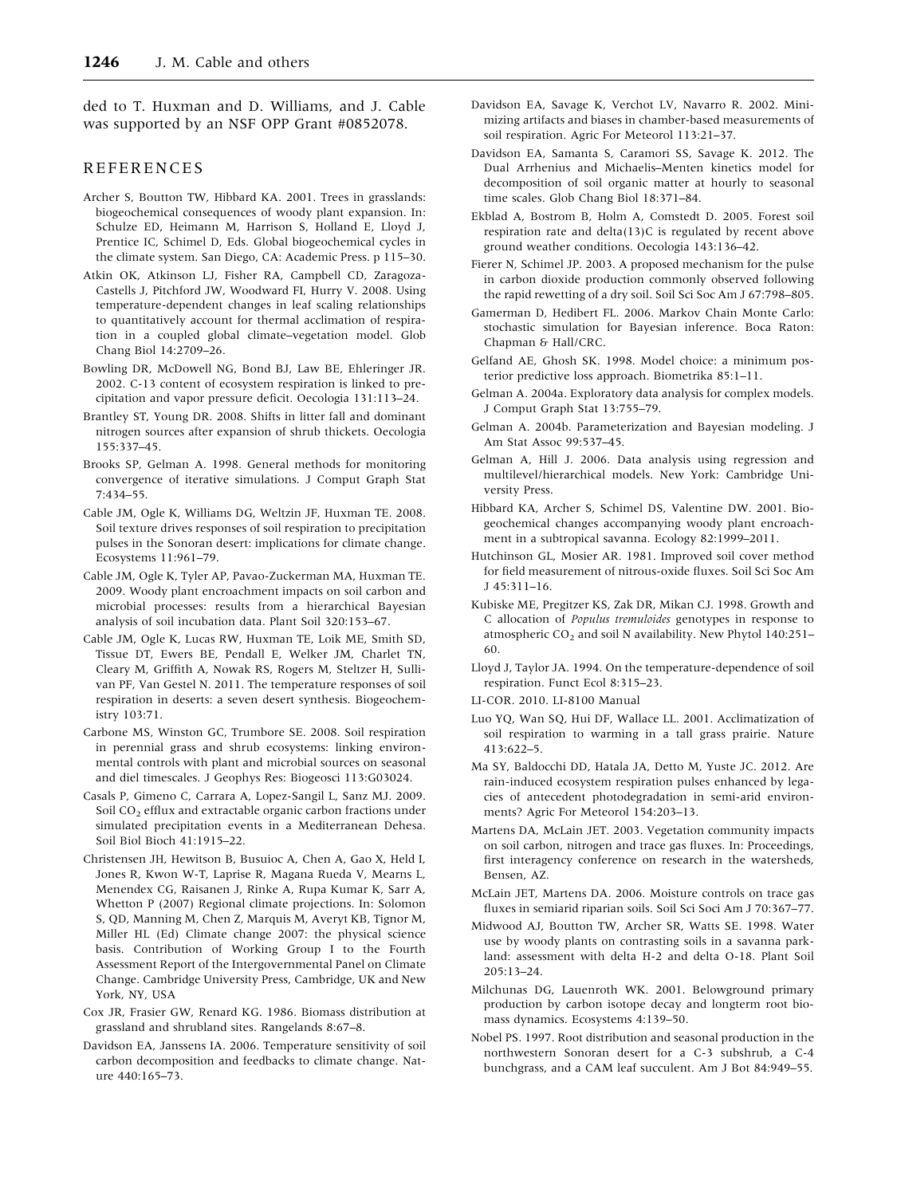ded to T. Huxman and D. Williams, and J. Cable was supported by an NSF OPP Grant #0852078.

## REFERENCES

Archer S, Boutton TW, Hibbard KA. 2001. Trees in grasslands: biogeochemical consequences of woody plant expansion. In: Schulze ED, Heimann M, Harrison S, Holland E, Lloyd J, Prentice IC, Schimel D, Eds. Global biogeochemical cycles in the climate system. San Diego, CA: Academic Press. p 115–30.

Atkin OK, Atkinson LJ, Fisher RA, Campbell CD, Zaragoza-Castells J, Pitchford JW, Woodward FI, Hurry V. 2008. Using temperature-dependent changes in leaf scaling relationships to quantitatively account for thermal acclimation of respiration in a coupled global climate–vegetation model. Glob Chang Biol 14:2709–26.

Bowling DR, McDowell NG, Bond BJ, Law BE, Ehleringer JR. 2002. C-13 content of ecosystem respiration is linked to precipitation and vapor pressure deficit. Oecologia 131:113–24.

Brantley ST, Young DR. 2008. Shifts in litter fall and dominant nitrogen sources after expansion of shrub thickets. Oecologia 155:337–45.

Brooks SP, Gelman A. 1998. General methods for monitoring convergence of iterative simulations. J Comput Graph Stat 7:434–55.

Cable JM, Ogle K, Williams DG, Weltzin JF, Huxman TE. 2008. Soil texture drives responses of soil respiration to precipitation pulses in the Sonoran desert: implications for climate change. Ecosystems 11:961–79.

Cable JM, Ogle K, Tyler AP, Pavao-Zuckerman MA, Huxman TE. 2009. Woody plant encroachment impacts on soil carbon and microbial processes: results from a hierarchical Bayesian analysis of soil incubation data. Plant Soil 320:153–67.

Cable JM, Ogle K, Lucas RW, Huxman TE, Loik ME, Smith SD, Tissue DT, Ewers BE, Pendall E, Welker JM, Charlet TN, Cleary M, Griffith A, Nowak RS, Rogers M, Steltzer H, Sullivan PF, Van Gestel N. 2011. The temperature responses of soil respiration in deserts: a seven desert synthesis. Biogeochemistry 103:71.

Carbone MS, Winston GC, Trumbore SE. 2008. Soil respiration in perennial grass and shrub ecosystems: linking environmental controls with plant and microbial sources on seasonal and diel timescales. J Geophys Res: Biogeosci 113:G03024.

Casals P, Gimeno C, Carrara A, Lopez-Sangil L, Sanz MJ. 2009. Soil $CO_2$ efflux and extractable organic carbon fractions under simulated precipitation events in a Mediterranean Dehesa. Soil Biol Bioch 41:1915–22.

Christensen JH, Hewitson B, Busuioc A, Chen A, Gao X, Held I, Jones R, Kwon W-T, Laprise R, Magana Rueda V, Mearns L, Menendex CG, Raisanen J, Rinke A, Rupa Kumar K, Sarr A, Whetton P (2007) Regional climate projections. In: Solomon S, QD, Manning M, Chen Z, Marquis M, Averyt KB, Tignor M, Miller HL (Ed) Climate change 2007: the physical science basis. Contribution of Working Group I to the Fourth Assessment Report of the Intergovernmental Panel on Climate Change. Cambridge University Press, Cambridge, UK and New York, NY, USA

Cox JR, Frasier GW, Renard KG. 1986. Biomass distribution at grassland and shrubland sites. Rangelands 8:67–8.

Davidson EA, Janssens IA. 2006. Temperature sensitivity of soil carbon decomposition and feedbacks to climate change. Nature 440:165–73.

Davidson EA, Savage K, Verchot LV, Navarro R. 2002. Minimizing artifacts and biases in chamber-based measurements of soil respiration. Agric For Meteorol 113:21–37.

Davidson EA, Samanta S, Caramori SS, Savage K. 2012. The Dual Arrhenius and Michaelis–Menten kinetics model for decomposition of soil organic matter at hourly to seasonal time scales. Glob Chang Biol 18:371–84.

Ekblad A, Bostrom B, Holm A, Comstedt D. 2005. Forest soil respiration rate and delta(13)C is regulated by recent above ground weather conditions. Oecologia 143:136–42.

Fierer N, Schimel JP. 2003. A proposed mechanism for the pulse in carbon dioxide production commonly observed following the rapid rewetting of a dry soil. Soil Sci Soc Am J 67:798–805.

Gamerman D, Hedibert FL. 2006. Markov Chain Monte Carlo: stochastic simulation for Bayesian inference. Boca Raton: Chapman & Hall/CRC.

Gelfand AE, Ghosh SK. 1998. Model choice: a minimum posterior predictive loss approach. Biometrika 85:1–11.

Gelman A. 2004a. Exploratory data analysis for complex models. J Comput Graph Stat 13:755–79.

Gelman A. 2004b. Parameterization and Bayesian modeling. J Am Stat Assoc 99:537–45.

Gelman A, Hill J. 2006. Data analysis using regression and multilevel/hierarchical models. New York: Cambridge University Press.

Hibbard KA, Archer S, Schimel DS, Valentine DW. 2001. Biogeochemical changes accompanying woody plant encroachment in a subtropical savanna. Ecology 82:1999–2011.

Hutchinson GL, Mosier AR. 1981. Improved soil cover method for field measurement of nitrous-oxide fluxes. Soil Sci Soc Am J 45:311–16.

Kubiske ME, Pregitzer KS, Zak DR, Mikan CJ. 1998. Growth and C allocation of *Populus tremuloides* genotypes in response to atmospheric $CO_2$ and soil N availability. New Phytol 140:251–60.

Lloyd J, Taylor JA. 1994. On the temperature-dependence of soil respiration. Funct Ecol 8:315–23.

LI-COR. 2010. LI-8100 Manual

Luo YQ, Wan SQ, Hui DF, Wallace LL. 2001. Acclimatization of soil respiration to warming in a tall grass prairie. Nature 413:622–5.

Ma SY, Baldocchi DD, Hatala JA, Detto M, Yuste JC. 2012. Are rain-induced ecosystem respiration pulses enhanced by legacies of antecedent photodegradation in semi-arid environments? Agric For Meteorol 154:203–13.

Martens DA, McLain JET. 2003. Vegetation community impacts on soil carbon, nitrogen and trace gas fluxes. In: Proceedings, first interagency conference on research in the watersheds, Bensen, AZ.

McLain JET, Martens DA. 2006. Moisture controls on trace gas fluxes in semiarid riparian soils. Soil Sci Soci Am J 70:367–77.

Midwood AJ, Boutton TW, Archer SR, Watts SE. 1998. Water use by woody plants on contrasting soils in a savanna parkland: assessment with delta H-2 and delta O-18. Plant Soil 205:13–24.

Milchunas DG, Lauenroth WK. 2001. Belowground primary production by carbon isotope decay and longterm root biomass dynamics. Ecosystems 4:139–50.

Nobel PS. 1997. Root distribution and seasonal production in the northwestern Sonoran desert for a C-3 subshrub, a C-4 bunchgrass, and a CAM leaf succulent. Am J Bot 84:949–55.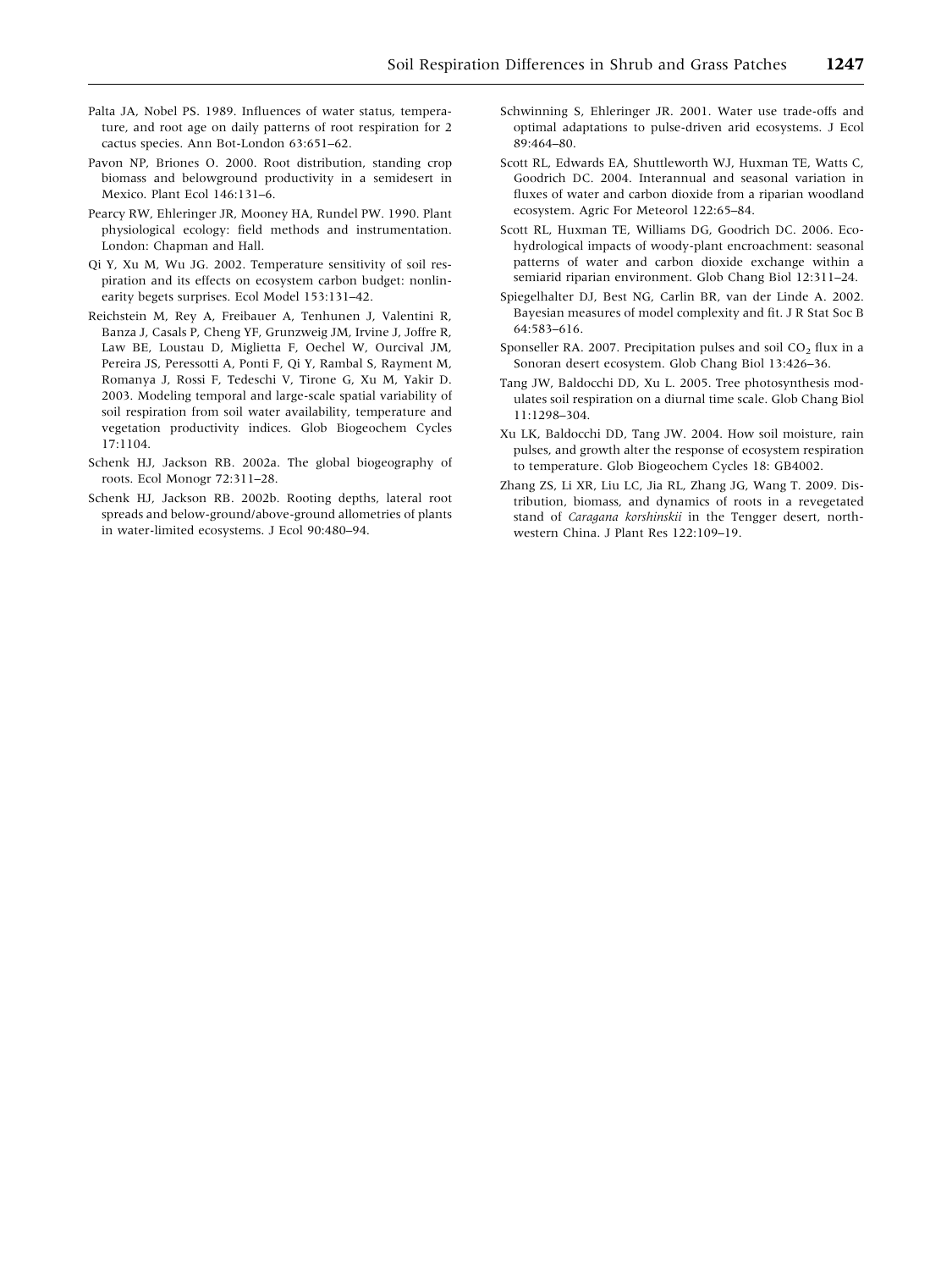Palta JA, Nobel PS. 1989. Influences of water status, temperature, and root age on daily patterns of root respiration for 2 cactus species. Ann Bot-London 63:651–62.

Pavon NP, Briones O. 2000. Root distribution, standing crop biomass and belowground productivity in a semidesert in Mexico. Plant Ecol 146:131–6.

Pearcy RW, Ehleringer JR, Mooney HA, Rundel PW. 1990. Plant physiological ecology: field methods and instrumentation. London: Chapman and Hall.

Qi Y, Xu M, Wu JG. 2002. Temperature sensitivity of soil respiration and its effects on ecosystem carbon budget: nonlinearity begets surprises. Ecol Model 153:131–42.

Reichstein M, Rey A, Freibauer A, Tenhunen J, Valentini R, Banza J, Casals P, Cheng YF, Grunzweig JM, Irvine J, Joffre R, Law BE, Loustau D, Miglietta F, Oechel W, Ourcival JM, Pereira JS, Peressotti A, Ponti F, Qi Y, Rambal S, Rayment M, Romanya J, Rossi F, Tedeschi V, Tirone G, Xu M, Yakir D. 2003. Modeling temporal and large-scale spatial variability of soil respiration from soil water availability, temperature and vegetation productivity indices. Glob Biogeochem Cycles 17:1104.

Schenk HJ, Jackson RB. 2002a. The global biogeography of roots. Ecol Monogr 72:311–28.

Schenk HJ, Jackson RB. 2002b. Rooting depths, lateral root spreads and below-ground/above-ground allometries of plants in water-limited ecosystems. J Ecol 90:480–94.

Schwinning S, Ehleringer JR. 2001. Water use trade-offs and optimal adaptations to pulse-driven arid ecosystems. J Ecol 89:464–80.

Scott RL, Edwards EA, Shuttleworth WJ, Huxman TE, Watts C, Goodrich DC. 2004. Interannual and seasonal variation in fluxes of water and carbon dioxide from a riparian woodland ecosystem. Agric For Meteorol 122:65–84.

Scott RL, Huxman TE, Williams DG, Goodrich DC. 2006. Ecohydrological impacts of woody-plant encroachment: seasonal patterns of water and carbon dioxide exchange within a semiarid riparian environment. Glob Chang Biol 12:311–24.

Spiegelhalter DJ, Best NG, Carlin BR, van der Linde A. 2002. Bayesian measures of model complexity and fit. J R Stat Soc B 64:583–616.

Sponseller RA. 2007. Precipitation pulses and soil $CO_2$ flux in a Sonoran desert ecosystem. Glob Chang Biol 13:426–36.

Tang JW, Baldocchi DD, Xu L. 2005. Tree photosynthesis modulates soil respiration on a diurnal time scale. Glob Chang Biol 11:1298–304.

Xu LK, Baldocchi DD, Tang JW. 2004. How soil moisture, rain pulses, and growth alter the response of ecosystem respiration to temperature. Glob Biogeochem Cycles 18: GB4002.

Zhang ZS, Li XR, Liu LC, Jia RL, Zhang JG, Wang T. 2009. Distribution, biomass, and dynamics of roots in a revegetated stand of *Caragana korshinskii* in the Tengger desert, northwestern China. J Plant Res 122:109–19.